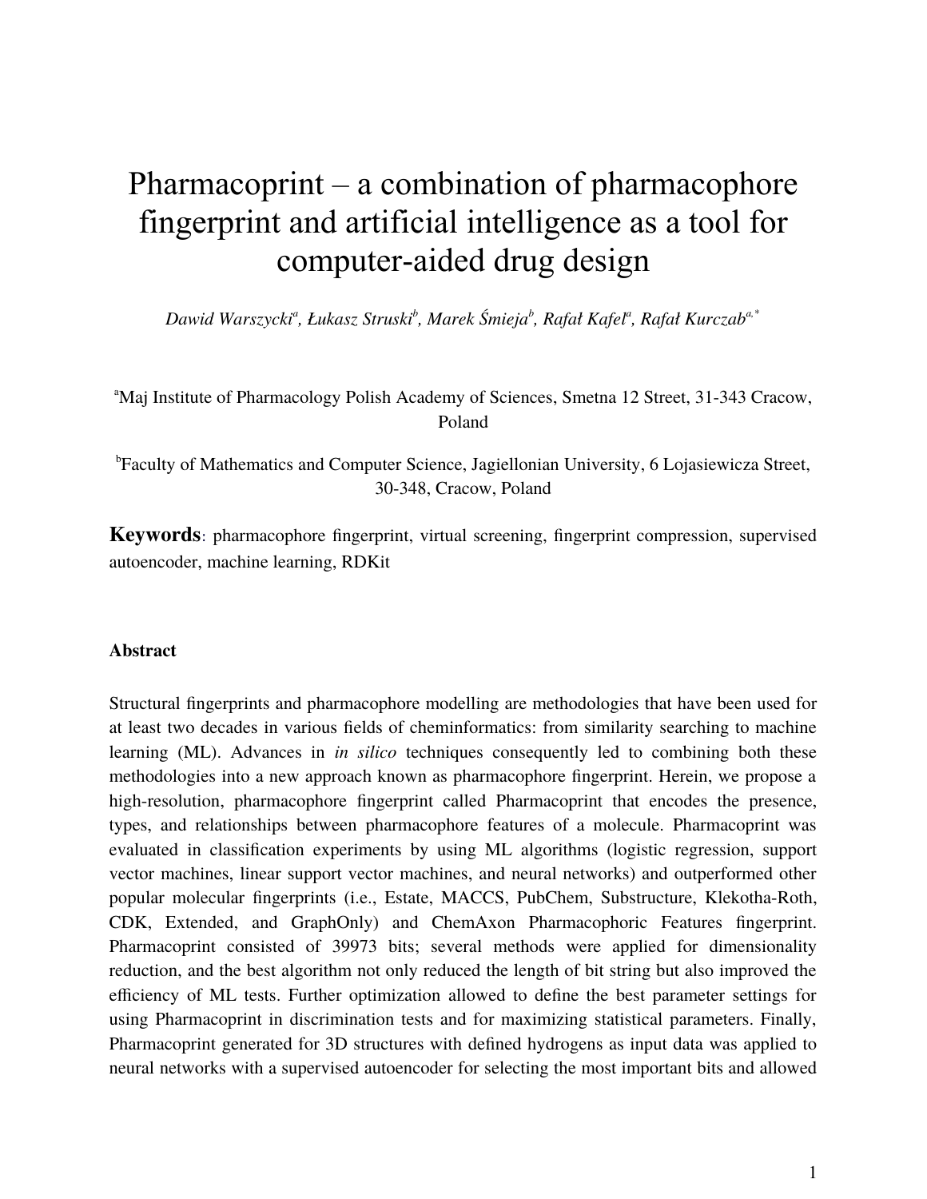# Pharmacoprint – a combination of pharmacophore fingerprint and artificial intelligence as a tool for computer-aided drug design

*Dawid Warszycki[a], Łukasz Struski[b], Marek Śmieja[b], Rafał Kafel[a], Rafał Kurczab[a,*]*

[a]Maj Institute of Pharmacology Polish Academy of Sciences, Smetna 12 Street, 31-343 Cracow, Poland

[b]Faculty of Mathematics and Computer Science, Jagiellonian University, 6 Lojasiewicza Street, 30-348, Cracow, Poland

**Keywords**: pharmacophore fingerprint, virtual screening, fingerprint compression, supervised autoencoder, machine learning, RDKit

### Abstract

Structural fingerprints and pharmacophore modelling are methodologies that have been used for at least two decades in various fields of cheminformatics: from similarity searching to machine learning (ML). Advances in *in silico* techniques consequently led to combining both these methodologies into a new approach known as pharmacophore fingerprint. Herein, we propose a high-resolution, pharmacophore fingerprint called Pharmacoprint that encodes the presence, types, and relationships between pharmacophore features of a molecule. Pharmacoprint was evaluated in classification experiments by using ML algorithms (logistic regression, support vector machines, linear support vector machines, and neural networks) and outperformed other popular molecular fingerprints (i.e., Estate, MACCS, PubChem, Substructure, Klekotha-Roth, CDK, Extended, and GraphOnly) and ChemAxon Pharmacophoric Features fingerprint. Pharmacoprint consisted of 39973 bits; several methods were applied for dimensionality reduction, and the best algorithm not only reduced the length of bit string but also improved the efficiency of ML tests. Further optimization allowed to define the best parameter settings for using Pharmacoprint in discrimination tests and for maximizing statistical parameters. Finally, Pharmacoprint generated for 3D structures with defined hydrogens as input data was applied to neural networks with a supervised autoencoder for selecting the most important bits and allowed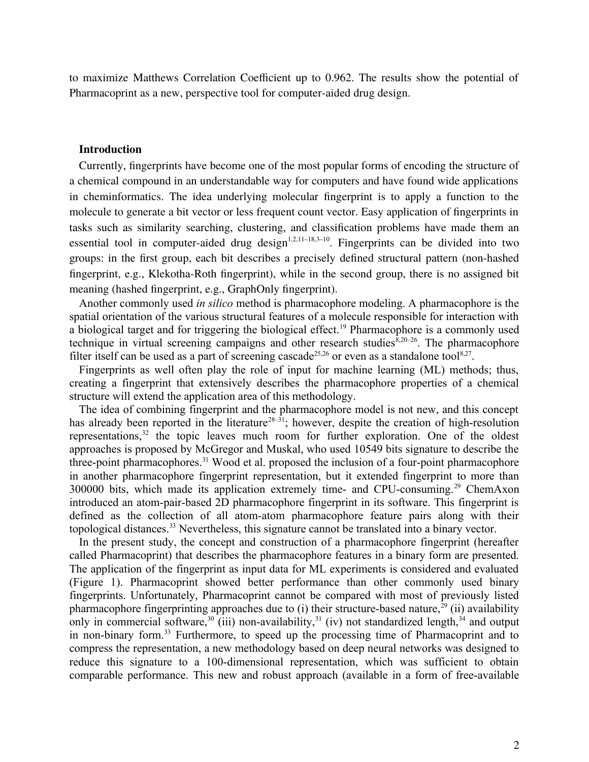to maximize Matthews Correlation Coefficient up to 0.962. The results show the potential of Pharmacoprint as a new, perspective tool for computer-aided drug design.

## Introduction

Currently, fingerprints have become one of the most popular forms of encoding the structure of a chemical compound in an understandable way for computers and have found wide applications in cheminformatics. The idea underlying molecular fingerprint is to apply a function to the molecule to generate a bit vector or less frequent count vector. Easy application of fingerprints in tasks such as similarity searching, clustering, and classification problems have made them an essential tool in computer-aided drug design[1,2,11–18,3–10]. Fingerprints can be divided into two groups: in the first group, each bit describes a precisely defined structural pattern (non-hashed fingerprint, e.g., Klekotha-Roth fingerprint), while in the second group, there is no assigned bit meaning (hashed fingerprint, e.g., GraphOnly fingerprint).

Another commonly used *in silico* method is pharmacophore modeling. A pharmacophore is the spatial orientation of the various structural features of a molecule responsible for interaction with a biological target and for triggering the biological effect.[19] Pharmacophore is a commonly used technique in virtual screening campaigns and other research studies[8,20–26]. The pharmacophore filter itself can be used as a part of screening cascade[25,26] or even as a standalone tool[8,27].

Fingerprints as well often play the role of input for machine learning (ML) methods; thus, creating a fingerprint that extensively describes the pharmacophore properties of a chemical structure will extend the application area of this methodology.

The idea of combining fingerprint and the pharmacophore model is not new, and this concept has already been reported in the literature[28–31]; however, despite the creation of high-resolution representations,[32] the topic leaves much room for further exploration. One of the oldest approaches is proposed by McGregor and Muskal, who used 10549 bits signature to describe the three-point pharmacophores.[31] Wood et al. proposed the inclusion of a four-point pharmacophore in another pharmacophore fingerprint representation, but it extended fingerprint to more than 300000 bits, which made its application extremely time- and CPU-consuming.[29] ChemAxon introduced an atom-pair-based 2D pharmacophore fingerprint in its software. This fingerprint is defined as the collection of all atom-atom pharmacophore feature pairs along with their topological distances.[33] Nevertheless, this signature cannot be translated into a binary vector.

In the present study, the concept and construction of a pharmacophore fingerprint (hereafter called Pharmacoprint) that describes the pharmacophore features in a binary form are presented. The application of the fingerprint as input data for ML experiments is considered and evaluated (Figure 1). Pharmacoprint showed better performance than other commonly used binary fingerprints. Unfortunately, Pharmacoprint cannot be compared with most of previously listed pharmacophore fingerprinting approaches due to (i) their structure-based nature,[29] (ii) availability only in commercial software,[30] (iii) non-availability,[31] (iv) not standardized length,[34] and output in non-binary form.[33] Furthermore, to speed up the processing time of Pharmacoprint and to compress the representation, a new methodology based on deep neural networks was designed to reduce this signature to a 100-dimensional representation, which was sufficient to obtain comparable performance. This new and robust approach (available in a form of free-available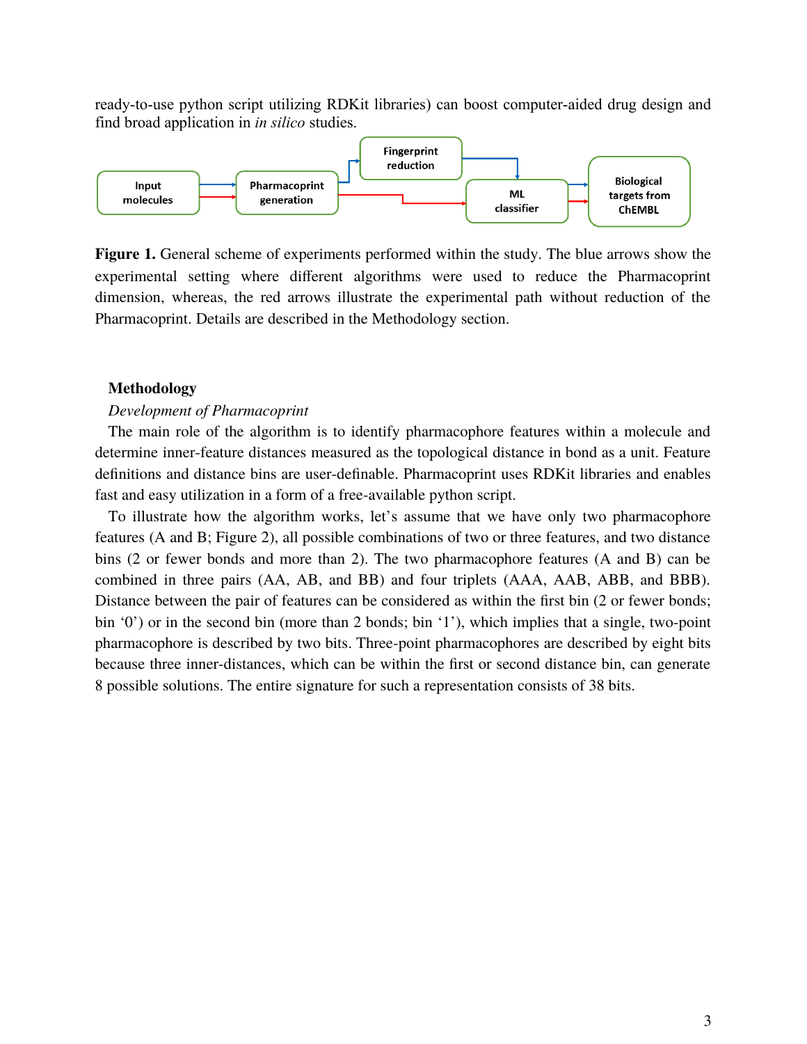ready-to-use python script utilizing RDKit libraries) can boost computer-aided drug design and find broad application in *in silico* studies.

**Figure 1.** General scheme of experiments performed within the study. The blue arrows show the experimental setting where different algorithms were used to reduce the Pharmacoprint dimension, whereas, the red arrows illustrate the experimental path without reduction of the Pharmacoprint. Details are described in the Methodology section.

## Methodology

*Development of Pharmacoprint*

The main role of the algorithm is to identify pharmacophore features within a molecule and determine inner-feature distances measured as the topological distance in bond as a unit. Feature definitions and distance bins are user-definable. Pharmacoprint uses RDKit libraries and enables fast and easy utilization in a form of a free-available python script.

To illustrate how the algorithm works, let's assume that we have only two pharmacophore features (A and B; Figure 2), all possible combinations of two or three features, and two distance bins (2 or fewer bonds and more than 2). The two pharmacophore features (A and B) can be combined in three pairs (AA, AB, and BB) and four triplets (AAA, AAB, ABB, and BBB). Distance between the pair of features can be considered as within the first bin (2 or fewer bonds; bin '0') or in the second bin (more than 2 bonds; bin '1'), which implies that a single, two-point pharmacophore is described by two bits. Three-point pharmacophores are described by eight bits because three inner-distances, which can be within the first or second distance bin, can generate 8 possible solutions. The entire signature for such a representation consists of 38 bits.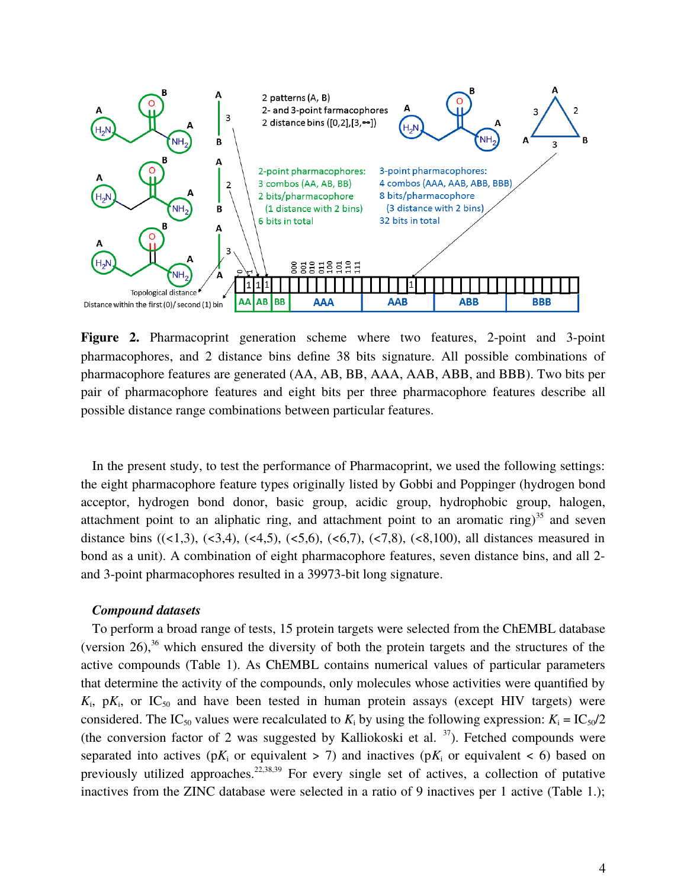**Figure 2.** Pharmacoprint generation scheme where two features, 2-point and 3-point pharmacophores, and 2 distance bins define 38 bits signature. All possible combinations of pharmacophore features are generated (AA, AB, BB, AAA, AAB, ABB, and BBB). Two bits per pair of pharmacophore features and eight bits per three pharmacophore features describe all possible distance range combinations between particular features.

In the present study, to test the performance of Pharmacoprint, we used the following settings: the eight pharmacophore feature types originally listed by Gobbi and Poppinger (hydrogen bond acceptor, hydrogen bond donor, basic group, acidic group, hydrophobic group, halogen, attachment point to an aliphatic ring, and attachment point to an aromatic ring)[35] and seven distance bins ((<1,3), (<3,4), (<4,5), (<5,6), (<6,7), (<7,8), (<8,100), all distances measured in bond as a unit). A combination of eight pharmacophore features, seven distance bins, and all 2- and 3-point pharmacophores resulted in a 39973-bit long signature.

### *Compound datasets*

To perform a broad range of tests, 15 protein targets were selected from the ChEMBL database (version 26),[36] which ensured the diversity of both the protein targets and the structures of the active compounds (Table 1). As ChEMBL contains numerical values of particular parameters that determine the activity of the compounds, only molecules whose activities were quantified by $K_i$, p$K_i$, or $IC_{50}$ and have been tested in human protein assays (except HIV targets) were considered. The $IC_{50}$ values were recalculated to $K_i$ by using the following expression: $K_i = IC_{50}/2$ (the conversion factor of 2 was suggested by Kalliokoski et al. [37]). Fetched compounds were separated into actives (p$K_i$ or equivalent > 7) and inactives (p$K_i$ or equivalent < 6) based on previously utilized approaches.[22,38,39] For every single set of actives, a collection of putative inactives from the ZINC database were selected in a ratio of 9 inactives per 1 active (Table 1.);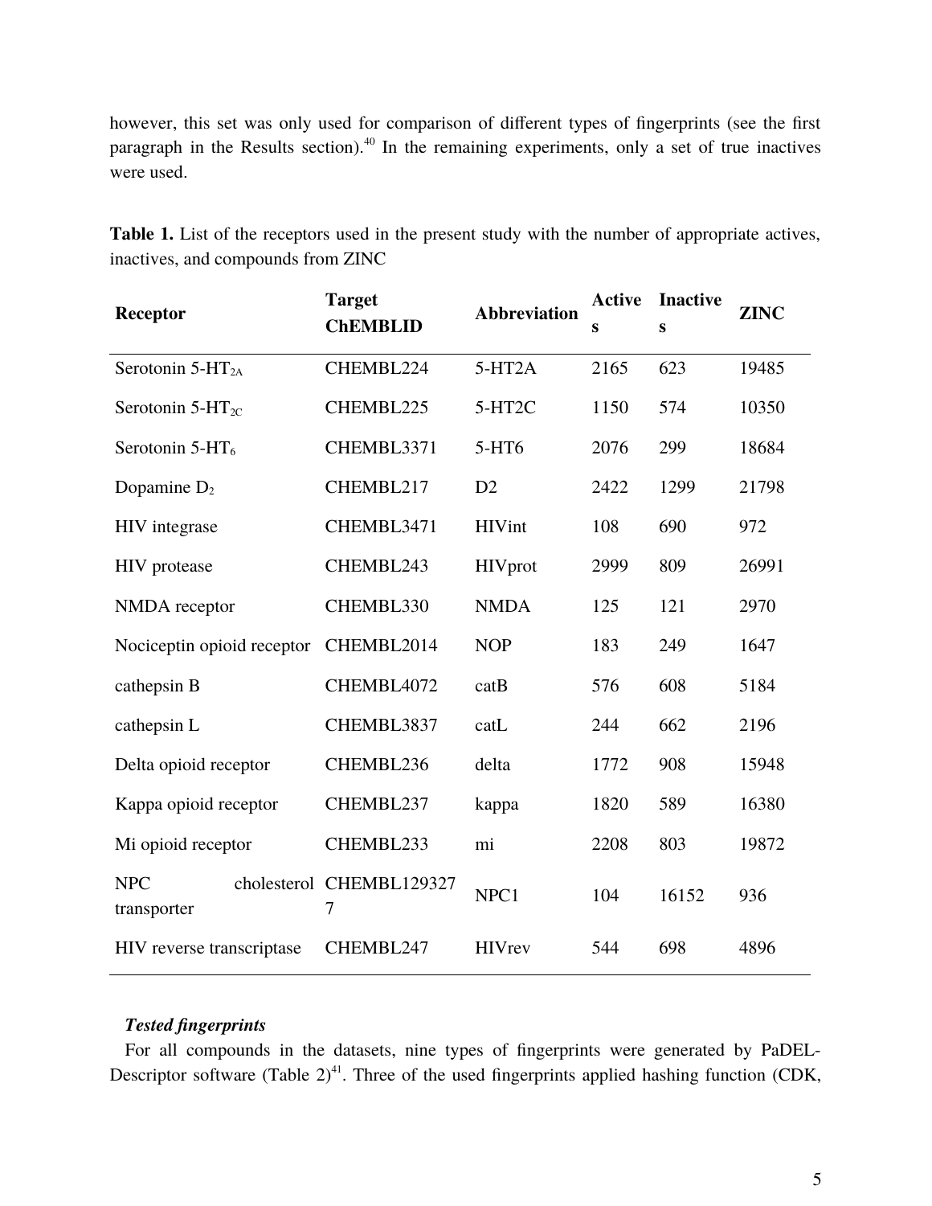however, this set was only used for comparison of different types of fingerprints (see the first paragraph in the Results section).[40] In the remaining experiments, only a set of true inactives were used.

**Table 1.** List of the receptors used in the present study with the number of appropriate actives, inactives, and compounds from ZINC

| Receptor | Target ChEMBLID | Abbreviation | Actives | Inactives | ZINC |
|---|---|---|---|---|---|
| Serotonin 5-$HT_{2A}$ | CHEMBL224 | 5-HT2A | 2165 | 623 | 19485 |
| Serotonin 5-$HT_{2C}$ | CHEMBL225 | 5-HT2C | 1150 | 574 | 10350 |
| Serotonin 5-$HT_6$ | CHEMBL3371 | 5-HT6 | 2076 | 299 | 18684 |
| Dopamine $D_2$ | CHEMBL217 | D2 | 2422 | 1299 | 21798 |
| HIV integrase | CHEMBL3471 | HIVint | 108 | 690 | 972 |
| HIV protease | CHEMBL243 | HIVprot | 2999 | 809 | 26991 |
| NMDA receptor | CHEMBL330 | NMDA | 125 | 121 | 2970 |
| Nociceptin opioid receptor | CHEMBL2014 | NOP | 183 | 249 | 1647 |
| cathepsin B | CHEMBL4072 | catB | 576 | 608 | 5184 |
| cathepsin L | CHEMBL3837 | catL | 244 | 662 | 2196 |
| Delta opioid receptor | CHEMBL236 | delta | 1772 | 908 | 15948 |
| Kappa opioid receptor | CHEMBL237 | kappa | 1820 | 589 | 16380 |
| Mi opioid receptor | CHEMBL233 | mi | 2208 | 803 | 19872 |
| NPC cholesterol transporter | CHEMBL1293277 | NPC1 | 104 | 16152 | 936 |
| HIV reverse transcriptase | CHEMBL247 | HIVrev | 544 | 698 | 4896 |

***Tested fingerprints***

For all compounds in the datasets, nine types of fingerprints were generated by PaDEL-Descriptor software (Table 2)[41]. Three of the used fingerprints applied hashing function (CDK,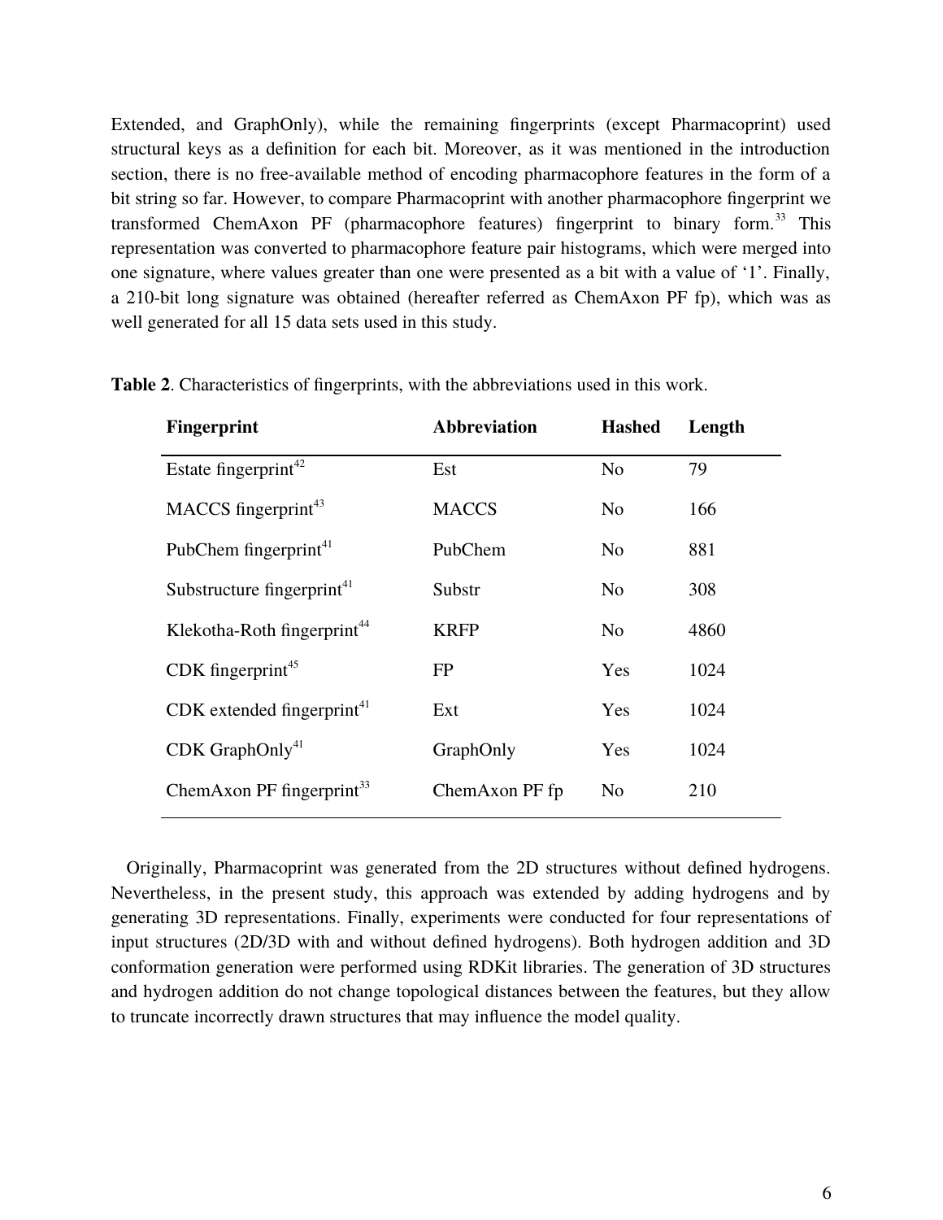Extended, and GraphOnly), while the remaining fingerprints (except Pharmacoprint) used structural keys as a definition for each bit. Moreover, as it was mentioned in the introduction section, there is no free-available method of encoding pharmacophore features in the form of a bit string so far. However, to compare Pharmacoprint with another pharmacophore fingerprint we transformed ChemAxon PF (pharmacophore features) fingerprint to binary form.[33] This representation was converted to pharmacophore feature pair histograms, which were merged into one signature, where values greater than one were presented as a bit with a value of '1'. Finally, a 210-bit long signature was obtained (hereafter referred as ChemAxon PF fp), which was as well generated for all 15 data sets used in this study.

**Table 2**. Characteristics of fingerprints, with the abbreviations used in this work.

| Fingerprint | Abbreviation | Hashed | Length |
|---|---|---|---|
| Estate fingerprint[42] | Est | No | 79 |
| MACCS fingerprint[43] | MACCS | No | 166 |
| PubChem fingerprint[41] | PubChem | No | 881 |
| Substructure fingerprint[41] | Substr | No | 308 |
| Klekotha-Roth fingerprint[44] | KRFP | No | 4860 |
| CDK fingerprint[45] | FP | Yes | 1024 |
| CDK extended fingerprint[41] | Ext | Yes | 1024 |
| CDK GraphOnly[41] | GraphOnly | Yes | 1024 |
| ChemAxon PF fingerprint[33] | ChemAxon PF fp | No | 210 |

Originally, Pharmacoprint was generated from the 2D structures without defined hydrogens. Nevertheless, in the present study, this approach was extended by adding hydrogens and by generating 3D representations. Finally, experiments were conducted for four representations of input structures (2D/3D with and without defined hydrogens). Both hydrogen addition and 3D conformation generation were performed using RDKit libraries. The generation of 3D structures and hydrogen addition do not change topological distances between the features, but they allow to truncate incorrectly drawn structures that may influence the model quality.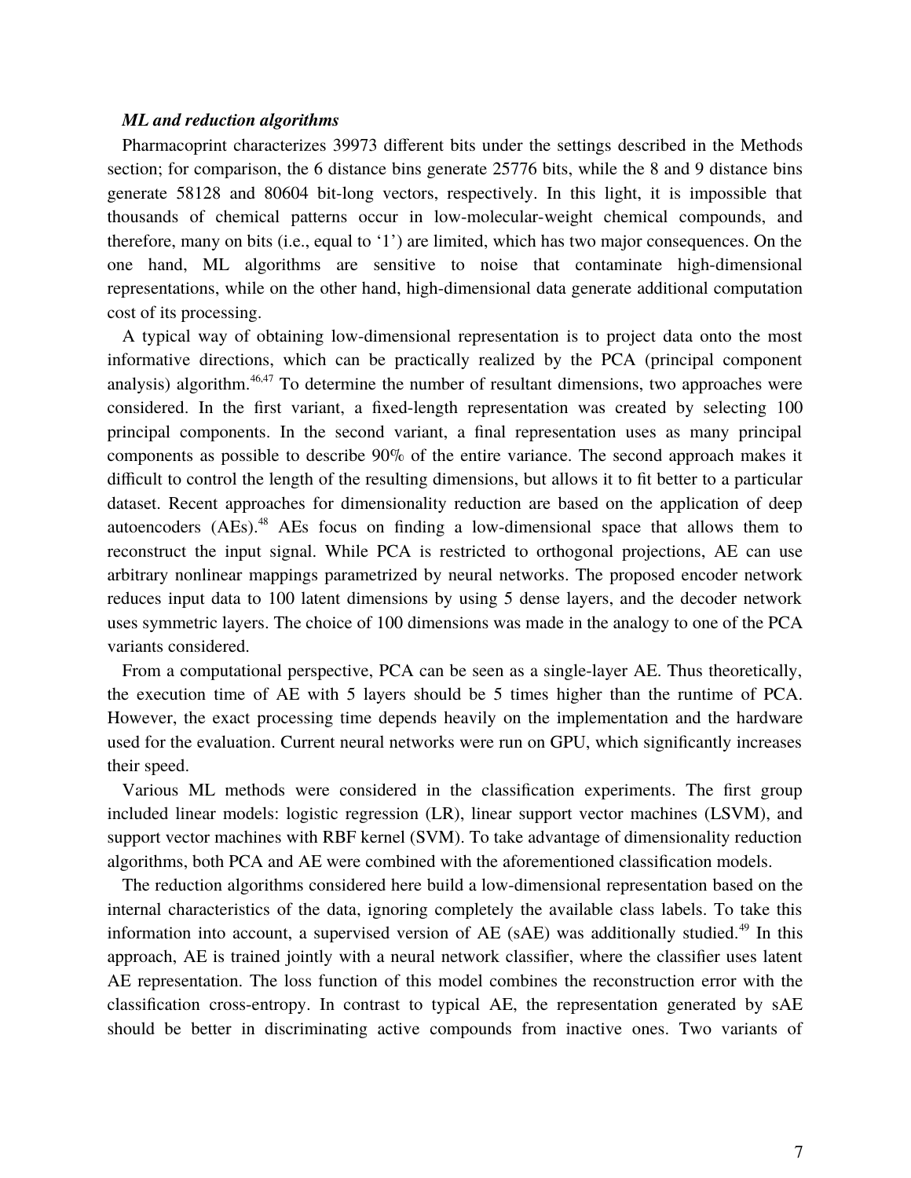### *ML and reduction algorithms*

Pharmacoprint characterizes 39973 different bits under the settings described in the Methods section; for comparison, the 6 distance bins generate 25776 bits, while the 8 and 9 distance bins generate 58128 and 80604 bit-long vectors, respectively. In this light, it is impossible that thousands of chemical patterns occur in low-molecular-weight chemical compounds, and therefore, many on bits (i.e., equal to '1') are limited, which has two major consequences. On the one hand, ML algorithms are sensitive to noise that contaminate high-dimensional representations, while on the other hand, high-dimensional data generate additional computation cost of its processing.

A typical way of obtaining low-dimensional representation is to project data onto the most informative directions, which can be practically realized by the PCA (principal component analysis) algorithm.[46,47] To determine the number of resultant dimensions, two approaches were considered. In the first variant, a fixed-length representation was created by selecting 100 principal components. In the second variant, a final representation uses as many principal components as possible to describe 90% of the entire variance. The second approach makes it difficult to control the length of the resulting dimensions, but allows it to fit better to a particular dataset. Recent approaches for dimensionality reduction are based on the application of deep autoencoders (AEs).[48] AEs focus on finding a low-dimensional space that allows them to reconstruct the input signal. While PCA is restricted to orthogonal projections, AE can use arbitrary nonlinear mappings parametrized by neural networks. The proposed encoder network reduces input data to 100 latent dimensions by using 5 dense layers, and the decoder network uses symmetric layers. The choice of 100 dimensions was made in the analogy to one of the PCA variants considered.

From a computational perspective, PCA can be seen as a single-layer AE. Thus theoretically, the execution time of AE with 5 layers should be 5 times higher than the runtime of PCA. However, the exact processing time depends heavily on the implementation and the hardware used for the evaluation. Current neural networks were run on GPU, which significantly increases their speed.

Various ML methods were considered in the classification experiments. The first group included linear models: logistic regression (LR), linear support vector machines (LSVM), and support vector machines with RBF kernel (SVM). To take advantage of dimensionality reduction algorithms, both PCA and AE were combined with the aforementioned classification models.

The reduction algorithms considered here build a low-dimensional representation based on the internal characteristics of the data, ignoring completely the available class labels. To take this information into account, a supervised version of AE (sAE) was additionally studied.[49] In this approach, AE is trained jointly with a neural network classifier, where the classifier uses latent AE representation. The loss function of this model combines the reconstruction error with the classification cross-entropy. In contrast to typical AE, the representation generated by sAE should be better in discriminating active compounds from inactive ones. Two variants of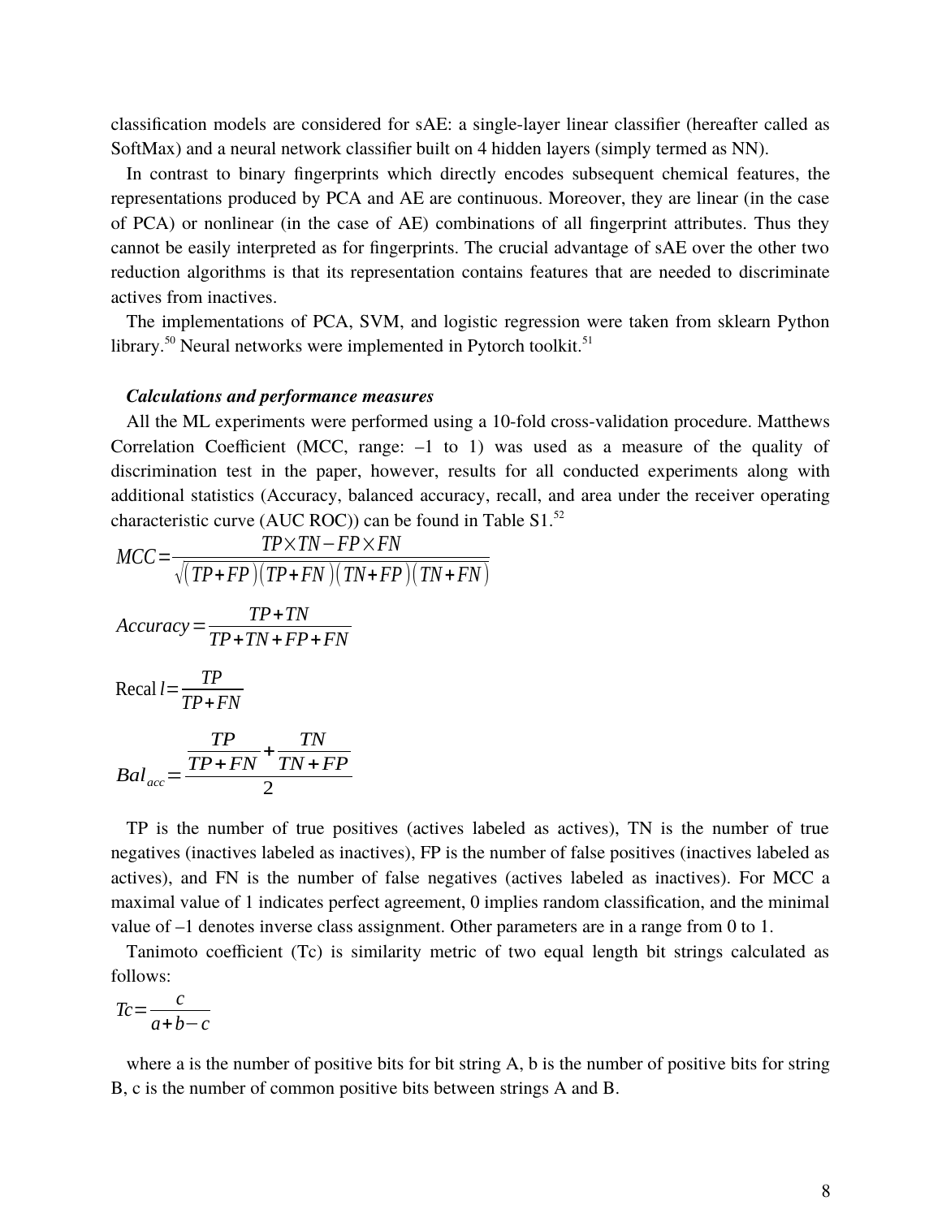classification models are considered for sAE: a single-layer linear classifier (hereafter called as SoftMax) and a neural network classifier built on 4 hidden layers (simply termed as NN).

In contrast to binary fingerprints which directly encodes subsequent chemical features, the representations produced by PCA and AE are continuous. Moreover, they are linear (in the case of PCA) or nonlinear (in the case of AE) combinations of all fingerprint attributes. Thus they cannot be easily interpreted as for fingerprints. The crucial advantage of sAE over the other two reduction algorithms is that its representation contains features that are needed to discriminate actives from inactives.

The implementations of PCA, SVM, and logistic regression were taken from sklearn Python library.[50] Neural networks were implemented in Pytorch toolkit.[51]

***Calculations and performance measures***

All the ML experiments were performed using a 10-fold cross-validation procedure. Matthews Correlation Coefficient (MCC, range: –1 to 1) was used as a measure of the quality of discrimination test in the paper, however, results for all conducted experiments along with additional statistics (Accuracy, balanced accuracy, recall, and area under the receiver operating characteristic curve (AUC ROC)) can be found in Table S1.[52]

$$MCC = \frac{TP \times TN - FP \times FN}{\sqrt{(TP+FP)(TP+FN)(TN+FP)(TN+FN)}}$$

$$Accuracy = \frac{TP+TN}{TP+TN+FP+FN}$$

$$\text{Recall} = \frac{TP}{TP+FN}$$

$$Bal_{acc} = \frac{\frac{TP}{TP+FN} + \frac{TN}{TN+FP}}{2}$$

TP is the number of true positives (actives labeled as actives), TN is the number of true negatives (inactives labeled as inactives), FP is the number of false positives (inactives labeled as actives), and FN is the number of false negatives (actives labeled as inactives). For MCC a maximal value of 1 indicates perfect agreement, 0 implies random classification, and the minimal value of –1 denotes inverse class assignment. Other parameters are in a range from 0 to 1.

Tanimoto coefficient (Tc) is similarity metric of two equal length bit strings calculated as follows:

$$Tc = \frac{c}{a+b-c}$$

where a is the number of positive bits for bit string A, b is the number of positive bits for string B, c is the number of common positive bits between strings A and B.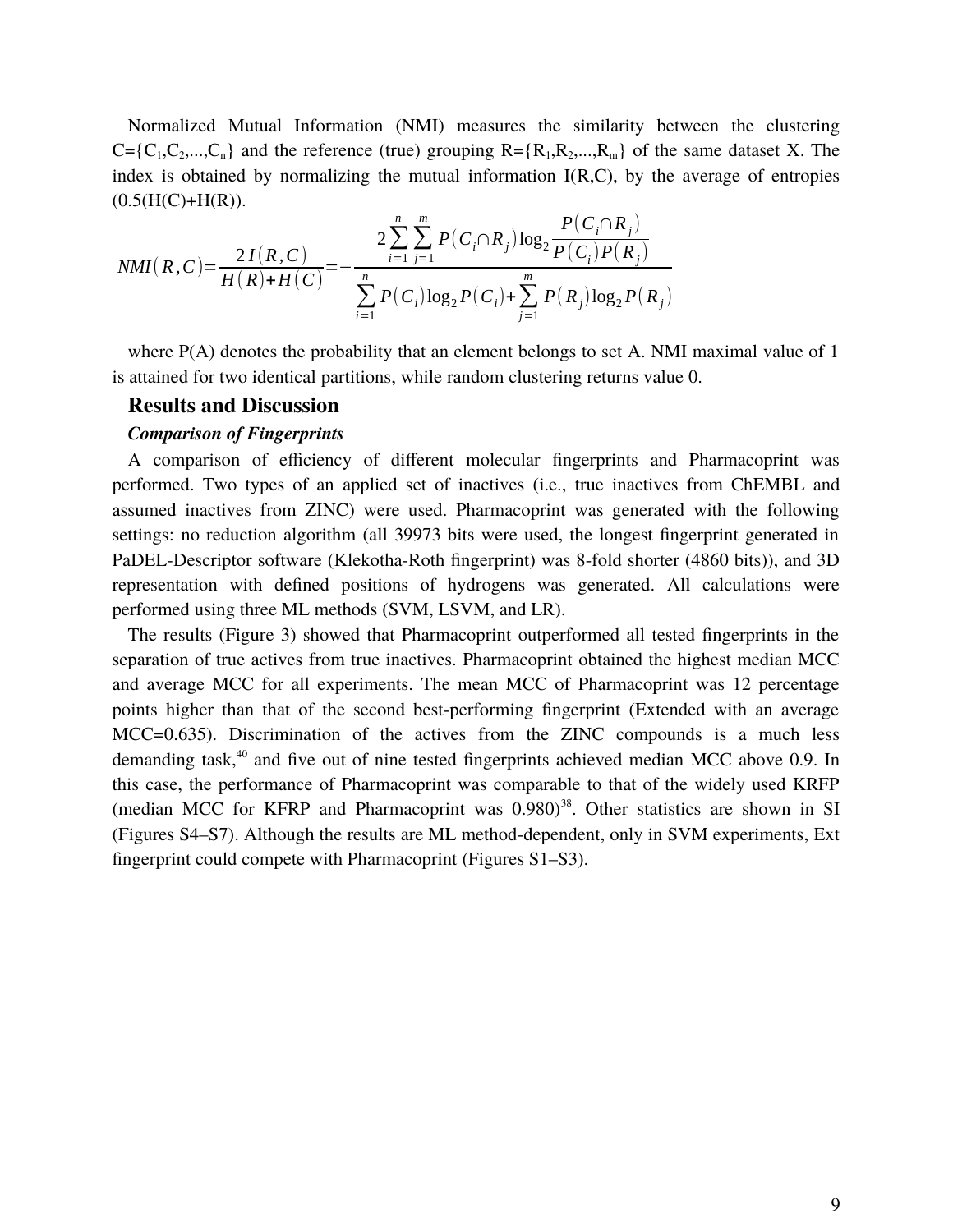Normalized Mutual Information (NMI) measures the similarity between the clustering $C=\{C_1,C_2,...,C_n\}$ and the reference (true) grouping $R=\{R_1,R_2,...,R_m\}$ of the same dataset X. The index is obtained by normalizing the mutual information I(R,C), by the average of entropies (0.5(H(C)+H(R)).

$$NMI(R,C)=\frac{2I(R,C)}{H(R)+H(C)}=-\frac{2\sum_{i=1}^{n}\sum_{j=1}^{m}P(C_i\cap R_j)\log_2\frac{P(C_i\cap R_j)}{P(C_i)P(R_j)}}{\sum_{i=1}^{n}P(C_i)\log_2 P(C_i)+\sum_{j=1}^{m}P(R_j)\log_2 P(R_j)}$$

where P(A) denotes the probability that an element belongs to set A. NMI maximal value of 1 is attained for two identical partitions, while random clustering returns value 0.

## Results and Discussion

### *Comparison of Fingerprints*

A comparison of efficiency of different molecular fingerprints and Pharmacoprint was performed. Two types of an applied set of inactives (i.e., true inactives from ChEMBL and assumed inactives from ZINC) were used. Pharmacoprint was generated with the following settings: no reduction algorithm (all 39973 bits were used, the longest fingerprint generated in PaDEL-Descriptor software (Klekotha-Roth fingerprint) was 8-fold shorter (4860 bits)), and 3D representation with defined positions of hydrogens was generated. All calculations were performed using three ML methods (SVM, LSVM, and LR).

The results (Figure 3) showed that Pharmacoprint outperformed all tested fingerprints in the separation of true actives from true inactives. Pharmacoprint obtained the highest median MCC and average MCC for all experiments. The mean MCC of Pharmacoprint was 12 percentage points higher than that of the second best-performing fingerprint (Extended with an average MCC=0.635). Discrimination of the actives from the ZINC compounds is a much less demanding task,[40] and five out of nine tested fingerprints achieved median MCC above 0.9. In this case, the performance of Pharmacoprint was comparable to that of the widely used KRFP (median MCC for KFRP and Pharmacoprint was 0.980)[38]. Other statistics are shown in SI (Figures S4–S7). Although the results are ML method-dependent, only in SVM experiments, Ext fingerprint could compete with Pharmacoprint (Figures S1–S3).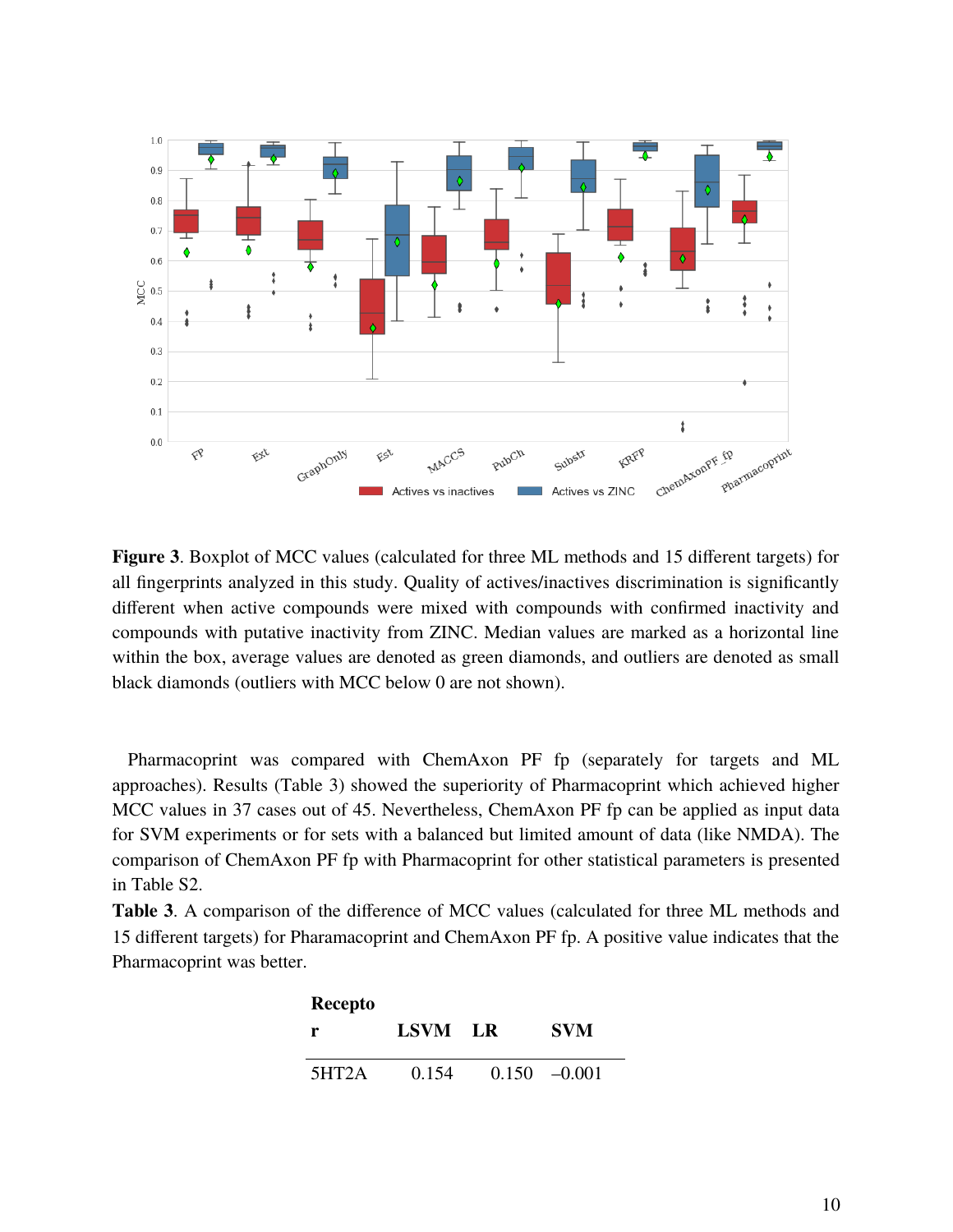**Figure 3**. Boxplot of MCC values (calculated for three ML methods and 15 different targets) for all fingerprints analyzed in this study. Quality of actives/inactives discrimination is significantly different when active compounds were mixed with compounds with confirmed inactivity and compounds with putative inactivity from ZINC. Median values are marked as a horizontal line within the box, average values are denoted as green diamonds, and outliers are denoted as small black diamonds (outliers with MCC below 0 are not shown).

Pharmacoprint was compared with ChemAxon PF fp (separately for targets and ML approaches). Results (Table 3) showed the superiority of Pharmacoprint which achieved higher MCC values in 37 cases out of 45. Nevertheless, ChemAxon PF fp can be applied as input data for SVM experiments or for sets with a balanced but limited amount of data (like NMDA). The comparison of ChemAxon PF fp with Pharmacoprint for other statistical parameters is presented in Table S2.

**Table 3**. A comparison of the difference of MCC values (calculated for three ML methods and 15 different targets) for Pharamacoprint and ChemAxon PF fp. A positive value indicates that the Pharmacoprint was better.

| Receptor | LSVM | LR | SVM |
|---|---|---|---|
| 5HT2A | 0.154 | 0.150 | –0.001 |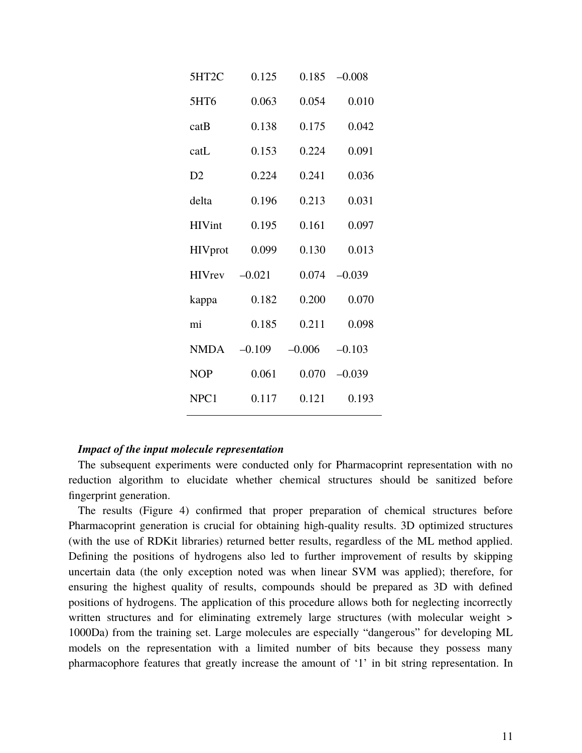| | | | |
|---|---|---|---|
| 5HT2C | 0.125 | 0.185 | –0.008 |
| 5HT6 | 0.063 | 0.054 | 0.010 |
| catB | 0.138 | 0.175 | 0.042 |
| catL | 0.153 | 0.224 | 0.091 |
| D2 | 0.224 | 0.241 | 0.036 |
| delta | 0.196 | 0.213 | 0.031 |
| HIVint | 0.195 | 0.161 | 0.097 |
| HIVprot | 0.099 | 0.130 | 0.013 |
| HIVrev | –0.021 | 0.074 | –0.039 |
| kappa | 0.182 | 0.200 | 0.070 |
| mi | 0.185 | 0.211 | 0.098 |
| NMDA | –0.109 | –0.006 | –0.103 |
| NOP | 0.061 | 0.070 | –0.039 |
| NPC1 | 0.117 | 0.121 | 0.193 |

***Impact of the input molecule representation***

The subsequent experiments were conducted only for Pharmacoprint representation with no reduction algorithm to elucidate whether chemical structures should be sanitized before fingerprint generation.

The results (Figure 4) confirmed that proper preparation of chemical structures before Pharmacoprint generation is crucial for obtaining high-quality results. 3D optimized structures (with the use of RDKit libraries) returned better results, regardless of the ML method applied. Defining the positions of hydrogens also led to further improvement of results by skipping uncertain data (the only exception noted was when linear SVM was applied); therefore, for ensuring the highest quality of results, compounds should be prepared as 3D with defined positions of hydrogens. The application of this procedure allows both for neglecting incorrectly written structures and for eliminating extremely large structures (with molecular weight > 1000Da) from the training set. Large molecules are especially "dangerous" for developing ML models on the representation with a limited number of bits because they possess many pharmacophore features that greatly increase the amount of '1' in bit string representation. In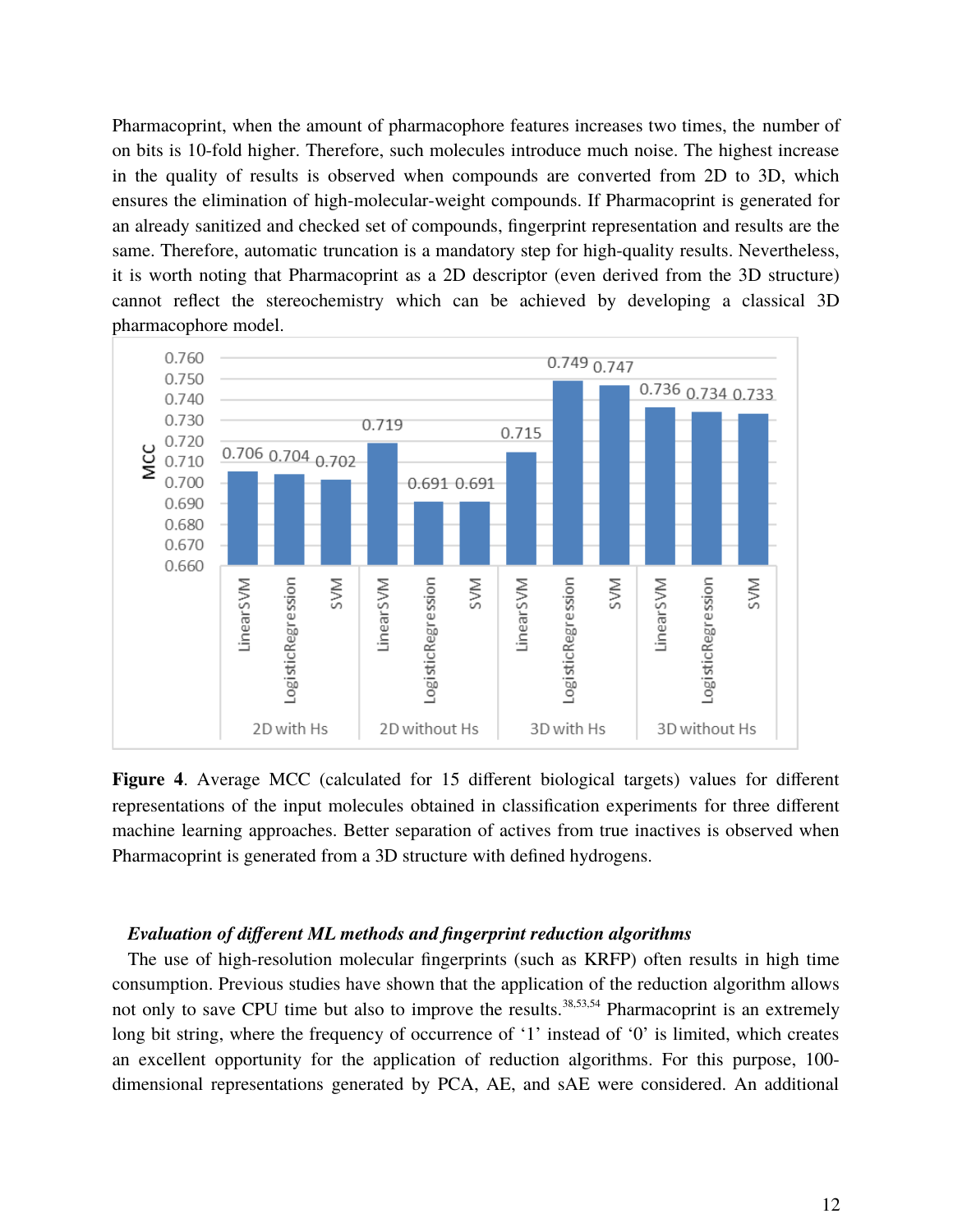Pharmacoprint, when the amount of pharmacophore features increases two times, the number of on bits is 10-fold higher. Therefore, such molecules introduce much noise. The highest increase in the quality of results is observed when compounds are converted from 2D to 3D, which ensures the elimination of high-molecular-weight compounds. If Pharmacoprint is generated for an already sanitized and checked set of compounds, fingerprint representation and results are the same. Therefore, automatic truncation is a mandatory step for high-quality results. Nevertheless, it is worth noting that Pharmacoprint as a 2D descriptor (even derived from the 3D structure) cannot reflect the stereochemistry which can be achieved by developing a classical 3D pharmacophore model.

| Representation | LinearSVM | LogisticRegression | SVM |
|---|---|---|---|
| 2D with Hs | 0.706 | 0.704 | 0.702 |
| 2D without Hs | 0.719 | 0.691 | 0.691 |
| 3D with Hs | 0.715 | 0.749 | 0.747 |
| 3D without Hs | 0.736 | 0.734 | 0.733 |

**Figure 4**. Average MCC (calculated for 15 different biological targets) values for different representations of the input molecules obtained in classification experiments for three different machine learning approaches. Better separation of actives from true inactives is observed when Pharmacoprint is generated from a 3D structure with defined hydrogens.

### *Evaluation of different ML methods and fingerprint reduction algorithms*

The use of high-resolution molecular fingerprints (such as KRFP) often results in high time consumption. Previous studies have shown that the application of the reduction algorithm allows not only to save CPU time but also to improve the results.[38,53,54] Pharmacoprint is an extremely long bit string, where the frequency of occurrence of '1' instead of '0' is limited, which creates an excellent opportunity for the application of reduction algorithms. For this purpose, 100-dimensional representations generated by PCA, AE, and sAE were considered. An additional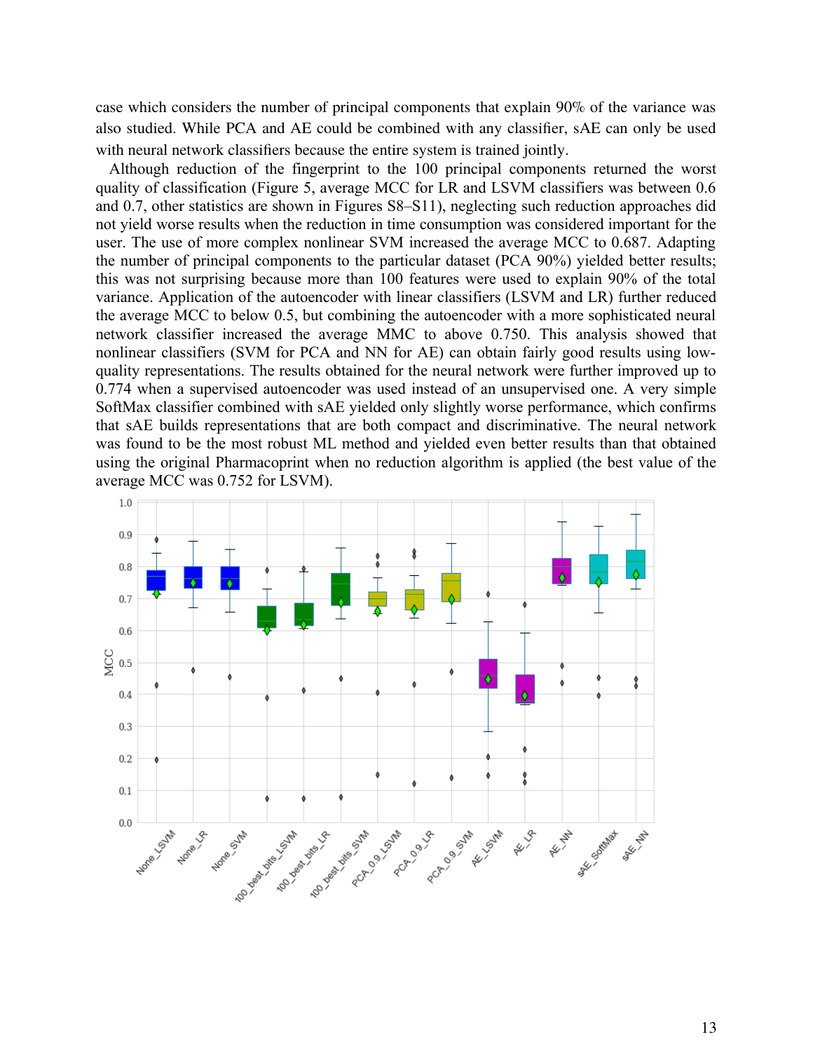case which considers the number of principal components that explain 90% of the variance was also studied. While PCA and AE could be combined with any classifier, sAE can only be used with neural network classifiers because the entire system is trained jointly.

Although reduction of the fingerprint to the 100 principal components returned the worst quality of classification (Figure 5, average MCC for LR and LSVM classifiers was between 0.6 and 0.7, other statistics are shown in Figures S8–S11), neglecting such reduction approaches did not yield worse results when the reduction in time consumption was considered important for the user. The use of more complex nonlinear SVM increased the average MCC to 0.687. Adapting the number of principal components to the particular dataset (PCA 90%) yielded better results; this was not surprising because more than 100 features were used to explain 90% of the total variance. Application of the autoencoder with linear classifiers (LSVM and LR) further reduced the average MCC to below 0.5, but combining the autoencoder with a more sophisticated neural network classifier increased the average MMC to above 0.750. This analysis showed that nonlinear classifiers (SVM for PCA and NN for AE) can obtain fairly good results using low-quality representations. The results obtained for the neural network were further improved up to 0.774 when a supervised autoencoder was used instead of an unsupervised one. A very simple SoftMax classifier combined with sAE yielded only slightly worse performance, which confirms that sAE builds representations that are both compact and discriminative. The neural network was found to be the most robust ML method and yielded even better results than that obtained using the original Pharmacoprint when no reduction algorithm is applied (the best value of the average MCC was 0.752 for LSVM).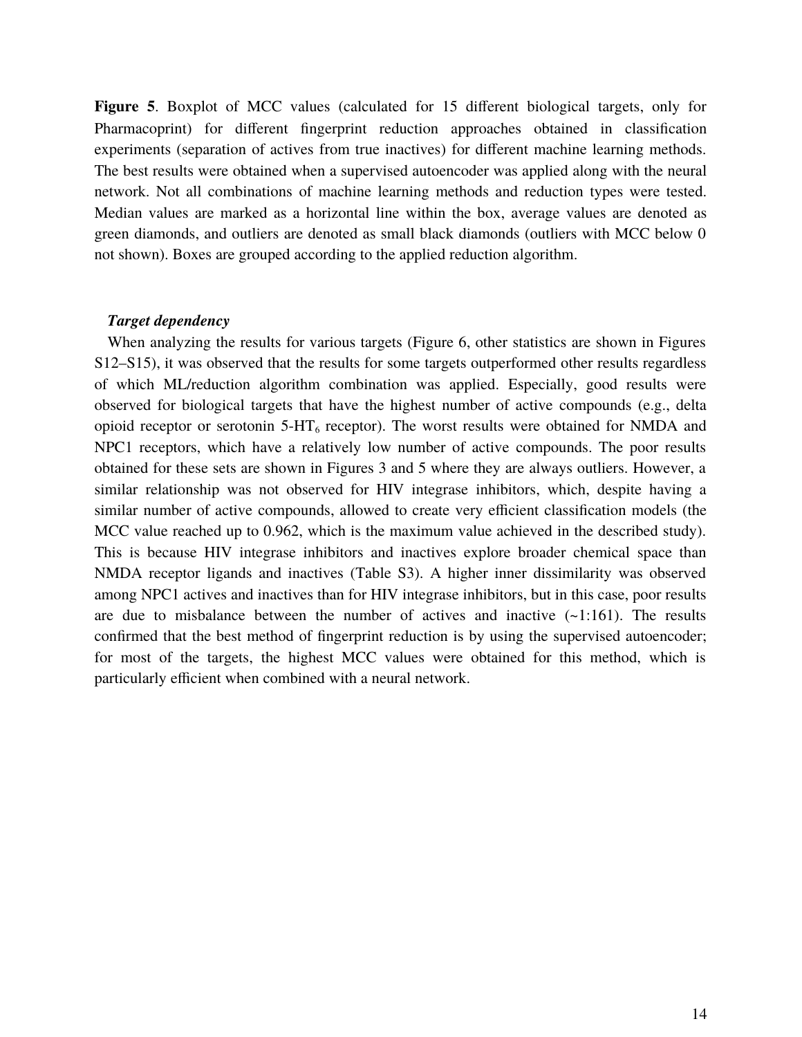**Figure 5**. Boxplot of MCC values (calculated for 15 different biological targets, only for Pharmacoprint) for different fingerprint reduction approaches obtained in classification experiments (separation of actives from true inactives) for different machine learning methods. The best results were obtained when a supervised autoencoder was applied along with the neural network. Not all combinations of machine learning methods and reduction types were tested. Median values are marked as a horizontal line within the box, average values are denoted as green diamonds, and outliers are denoted as small black diamonds (outliers with MCC below 0 not shown). Boxes are grouped according to the applied reduction algorithm.

### *Target dependency*

When analyzing the results for various targets (Figure 6, other statistics are shown in Figures S12–S15), it was observed that the results for some targets outperformed other results regardless of which ML/reduction algorithm combination was applied. Especially, good results were observed for biological targets that have the highest number of active compounds (e.g., delta opioid receptor or serotonin 5-$HT_6$ receptor). The worst results were obtained for NMDA and NPC1 receptors, which have a relatively low number of active compounds. The poor results obtained for these sets are shown in Figures 3 and 5 where they are always outliers. However, a similar relationship was not observed for HIV integrase inhibitors, which, despite having a similar number of active compounds, allowed to create very efficient classification models (the MCC value reached up to 0.962, which is the maximum value achieved in the described study). This is because HIV integrase inhibitors and inactives explore broader chemical space than NMDA receptor ligands and inactives (Table S3). A higher inner dissimilarity was observed among NPC1 actives and inactives than for HIV integrase inhibitors, but in this case, poor results are due to misbalance between the number of actives and inactive (~1:161). The results confirmed that the best method of fingerprint reduction is by using the supervised autoencoder; for most of the targets, the highest MCC values were obtained for this method, which is particularly efficient when combined with a neural network.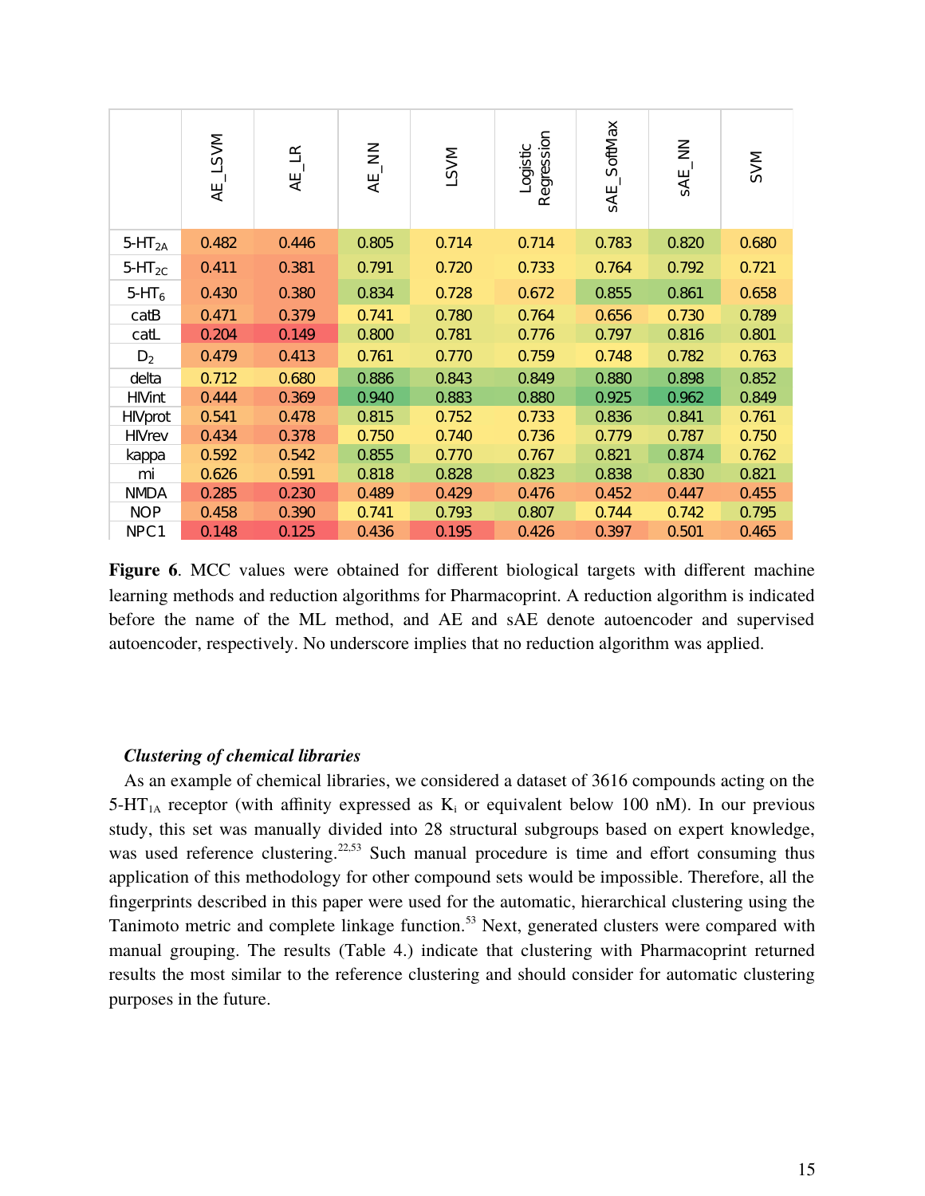| | AE_LSVM | AE_LR | AE_NN | LSVM | Logistic Regression | sAE_SoftMax | sAE_NN | SVM |
|---|---|---|---|---|---|---|---|---|
| 5-$HT_{2A}$ | 0.482 | 0.446 | 0.805 | 0.714 | 0.714 | 0.783 | 0.820 | 0.680 |
| 5-$HT_{2C}$ | 0.411 | 0.381 | 0.791 | 0.720 | 0.733 | 0.764 | 0.792 | 0.721 |
| 5-$HT_6$ | 0.430 | 0.380 | 0.834 | 0.728 | 0.672 | 0.855 | 0.861 | 0.658 |
| catB | 0.471 | 0.379 | 0.741 | 0.780 | 0.764 | 0.656 | 0.730 | 0.789 |
| catL | 0.204 | 0.149 | 0.800 | 0.781 | 0.776 | 0.797 | 0.816 | 0.801 |
| $D_2$ | 0.479 | 0.413 | 0.761 | 0.770 | 0.759 | 0.748 | 0.782 | 0.763 |
| delta | 0.712 | 0.680 | 0.886 | 0.843 | 0.849 | 0.880 | 0.898 | 0.852 |
| HIVint | 0.444 | 0.369 | 0.940 | 0.883 | 0.880 | 0.925 | 0.962 | 0.849 |
| HIVprot | 0.541 | 0.478 | 0.815 | 0.752 | 0.733 | 0.836 | 0.841 | 0.761 |
| HIVrev | 0.434 | 0.378 | 0.750 | 0.740 | 0.736 | 0.779 | 0.787 | 0.750 |
| kappa | 0.592 | 0.542 | 0.855 | 0.770 | 0.767 | 0.821 | 0.874 | 0.762 |
| mi | 0.626 | 0.591 | 0.818 | 0.828 | 0.823 | 0.838 | 0.830 | 0.821 |
| NMDA | 0.285 | 0.230 | 0.489 | 0.429 | 0.476 | 0.452 | 0.447 | 0.455 |
| NOP | 0.458 | 0.390 | 0.741 | 0.793 | 0.807 | 0.744 | 0.742 | 0.795 |
| NPC1 | 0.148 | 0.125 | 0.436 | 0.195 | 0.426 | 0.397 | 0.501 | 0.465 |

**Figure 6**. MCC values were obtained for different biological targets with different machine learning methods and reduction algorithms for Pharmacoprint. A reduction algorithm is indicated before the name of the ML method, and AE and sAE denote autoencoder and supervised autoencoder, respectively. No underscore implies that no reduction algorithm was applied.

### *Clustering of chemical libraries*

As an example of chemical libraries, we considered a dataset of 3616 compounds acting on the 5-$HT_{1A}$ receptor (with affinity expressed as $K_i$ or equivalent below 100 nM). In our previous study, this set was manually divided into 28 structural subgroups based on expert knowledge, was used reference clustering.[22,53] Such manual procedure is time and effort consuming thus application of this methodology for other compound sets would be impossible. Therefore, all the fingerprints described in this paper were used for the automatic, hierarchical clustering using the Tanimoto metric and complete linkage function.[53] Next, generated clusters were compared with manual grouping. The results (Table 4.) indicate that clustering with Pharmacoprint returned results the most similar to the reference clustering and should consider for automatic clustering purposes in the future.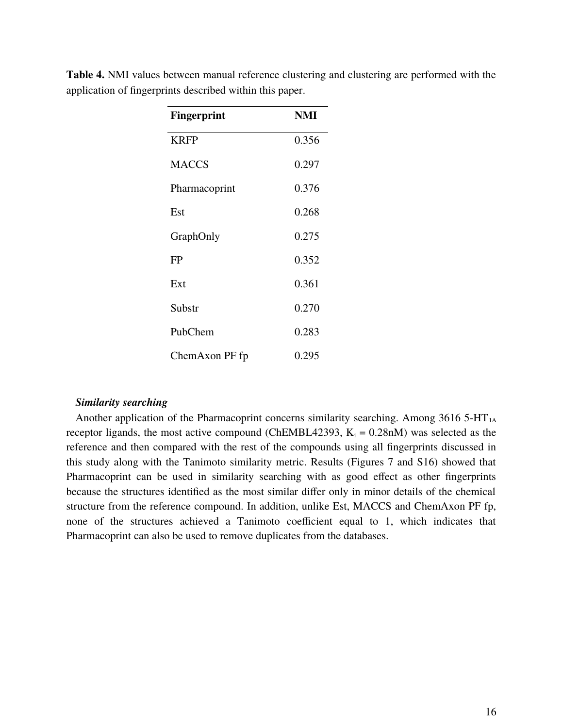**Table 4.** NMI values between manual reference clustering and clustering are performed with the application of fingerprints described within this paper.

| Fingerprint | NMI |
|---|---|
| KRFP | 0.356 |
| MACCS | 0.297 |
| Pharmacoprint | 0.376 |
| Est | 0.268 |
| GraphOnly | 0.275 |
| FP | 0.352 |
| Ext | 0.361 |
| Substr | 0.270 |
| PubChem | 0.283 |
| ChemAxon PF fp | 0.295 |

***Similarity searching***

Another application of the Pharmacoprint concerns similarity searching. Among 3616 5-$HT_{1A}$ receptor ligands, the most active compound (ChEMBL42393, $K_i$ = 0.28nM) was selected as the reference and then compared with the rest of the compounds using all fingerprints discussed in this study along with the Tanimoto similarity metric. Results (Figures 7 and S16) showed that Pharmacoprint can be used in similarity searching with as good effect as other fingerprints because the structures identified as the most similar differ only in minor details of the chemical structure from the reference compound. In addition, unlike Est, MACCS and ChemAxon PF fp, none of the structures achieved a Tanimoto coefficient equal to 1, which indicates that Pharmacoprint can also be used to remove duplicates from the databases.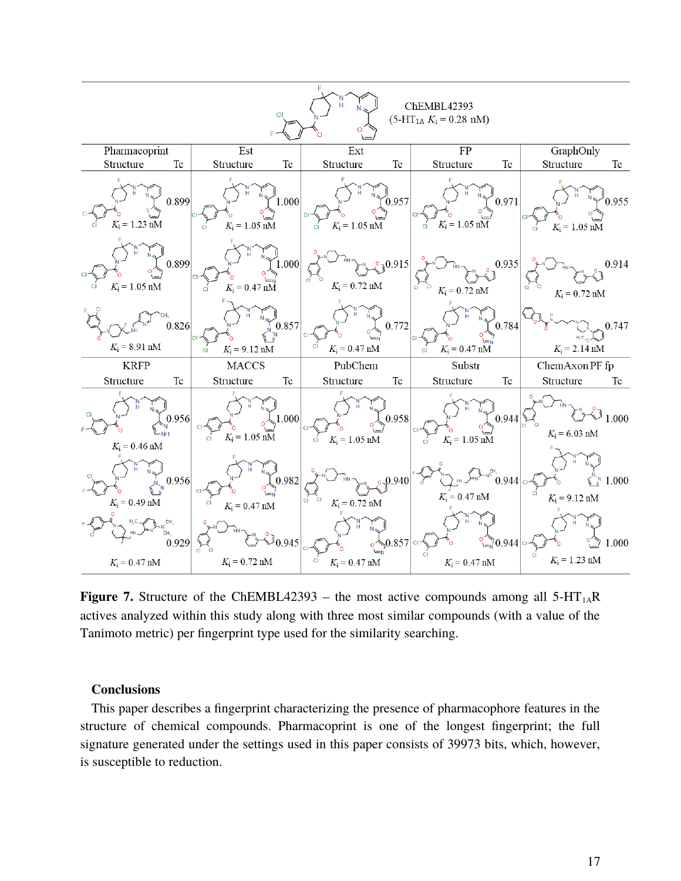ChEMBL42393 (5-HT$_{1A}$ $K_i$ = 0.28 nM)

| Pharmacoprint Structure | Tc | Est Structure | Tc | Ext Structure | Tc | FP Structure | Tc | GraphOnly Structure | Tc |
|---|---|---|---|---|---|---|---|---|---|
| $K_i$ = 1.23 nM | 0.899 | $K_i$ = 1.05 nM | 1.000 | $K_i$ = 1.05 nM | 0.957 | $K_i$ = 1.05 nM | 0.971 | $K_i$ = 1.05 nM | 0.955 |
| $K_i$ = 1.05 nM | 0.899 | $K_i$ = 0.47 nM | 1.000 | $K_i$ = 0.72 nM | 0.915 | $K_i$ = 0.72 nM | 0.935 | $K_i$ = 0.72 nM | 0.914 |
| $K_i$ = 8.91 nM | 0.826 | $K_i$ = 9.12 nM | 0.857 | $K_i$ = 0.47 nM | 0.772 | $K_i$ = 0.47 nM | 0.784 | $K_i$ = 2.14 nM | 0.747 |

| KRFP Structure | Tc | MACCS Structure | Tc | PubChem Structure | Tc | Substr Structure | Tc | ChemAxon PF fp Structure | Tc |
|---|---|---|---|---|---|---|---|---|---|
| $K_i$ = 0.46 nM | 0.956 | $K_i$ = 1.05 nM | 1.000 | $K_i$ = 1.05 nM | 0.958 | $K_i$ = 1.05 nM | 0.944 | $K_i$ = 6.03 nM | 1.000 |
| $K_i$ = 0.49 nM | 0.956 | $K_i$ = 0.47 nM | 0.982 | $K_i$ = 0.72 nM | 0.940 | $K_i$ = 0.47 nM | 0.944 | $K_i$ = 9.12 nM | 1.000 |
| $K_i$ = 0.47 nM | 0.929 | $K_i$ = 0.72 nM | 0.945 | $K_i$ = 0.47 nM | 0.857 | $K_i$ = 0.47 nM | 0.944 | $K_i$ = 1.23 nM | 1.000 |

**Figure 7.** Structure of the ChEMBL42393 – the most active compounds among all 5-HT$_{1A}$R actives analyzed within this study along with three most similar compounds (with a value of the Tanimoto metric) per fingerprint type used for the similarity searching.

## Conclusions

This paper describes a fingerprint characterizing the presence of pharmacophore features in the structure of chemical compounds. Pharmacoprint is one of the longest fingerprint; the full signature generated under the settings used in this paper consists of 39973 bits, which, however, is susceptible to reduction.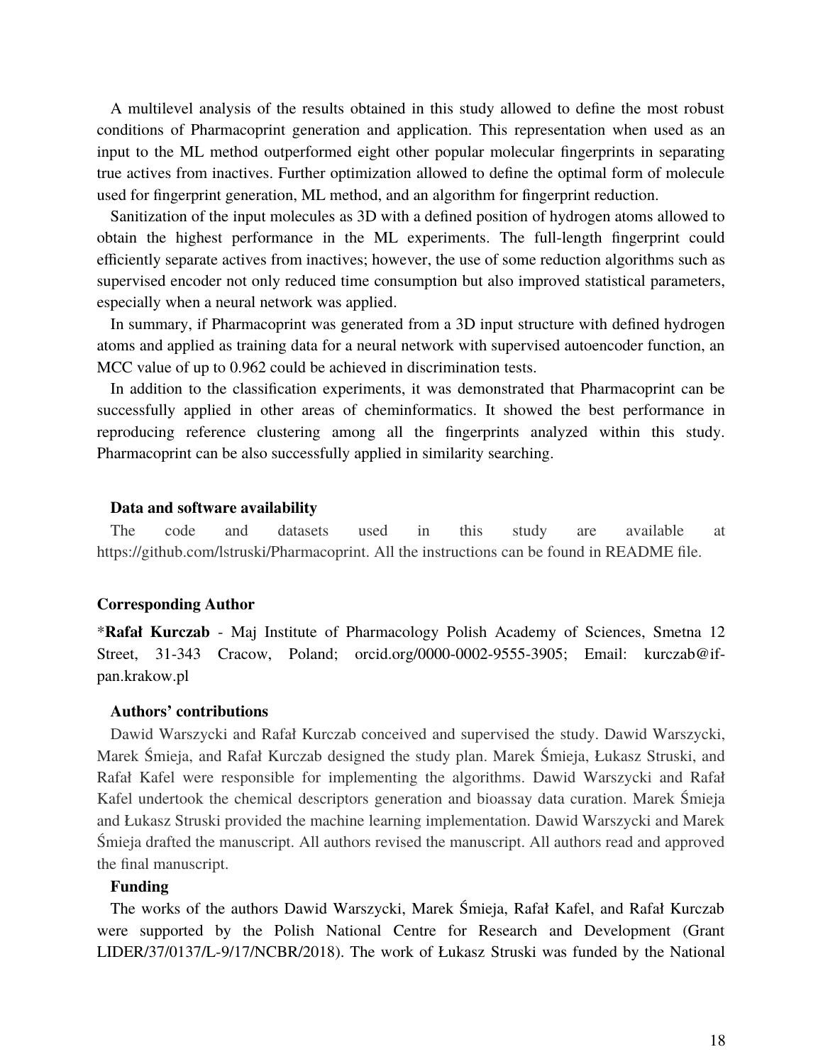A multilevel analysis of the results obtained in this study allowed to define the most robust conditions of Pharmacoprint generation and application. This representation when used as an input to the ML method outperformed eight other popular molecular fingerprints in separating true actives from inactives. Further optimization allowed to define the optimal form of molecule used for fingerprint generation, ML method, and an algorithm for fingerprint reduction.

Sanitization of the input molecules as 3D with a defined position of hydrogen atoms allowed to obtain the highest performance in the ML experiments. The full-length fingerprint could efficiently separate actives from inactives; however, the use of some reduction algorithms such as supervised encoder not only reduced time consumption but also improved statistical parameters, especially when a neural network was applied.

In summary, if Pharmacoprint was generated from a 3D input structure with defined hydrogen atoms and applied as training data for a neural network with supervised autoencoder function, an MCC value of up to 0.962 could be achieved in discrimination tests.

In addition to the classification experiments, it was demonstrated that Pharmacoprint can be successfully applied in other areas of cheminformatics. It showed the best performance in reproducing reference clustering among all the fingerprints analyzed within this study. Pharmacoprint can be also successfully applied in similarity searching.

**Data and software availability**

The code and datasets used in this study are available at https://github.com/lstruski/Pharmacoprint. All the instructions can be found in README file.

**Corresponding Author**

***Rafał Kurczab** - Maj Institute of Pharmacology Polish Academy of Sciences, Smetna 12 Street, 31-343 Cracow, Poland; orcid.org/0000-0002-9555-3905; Email: kurczab@if-pan.krakow.pl

**Authors' contributions**

Dawid Warszycki and Rafał Kurczab conceived and supervised the study. Dawid Warszycki, Marek Śmieja, and Rafał Kurczab designed the study plan. Marek Śmieja, Łukasz Struski, and Rafał Kafel were responsible for implementing the algorithms. Dawid Warszycki and Rafał Kafel undertook the chemical descriptors generation and bioassay data curation. Marek Śmieja and Łukasz Struski provided the machine learning implementation. Dawid Warszycki and Marek Śmieja drafted the manuscript. All authors revised the manuscript. All authors read and approved the final manuscript.

**Funding**

The works of the authors Dawid Warszycki, Marek Śmieja, Rafał Kafel, and Rafał Kurczab were supported by the Polish National Centre for Research and Development (Grant LIDER/37/0137/L-9/17/NCBR/2018). The work of Łukasz Struski was funded by the National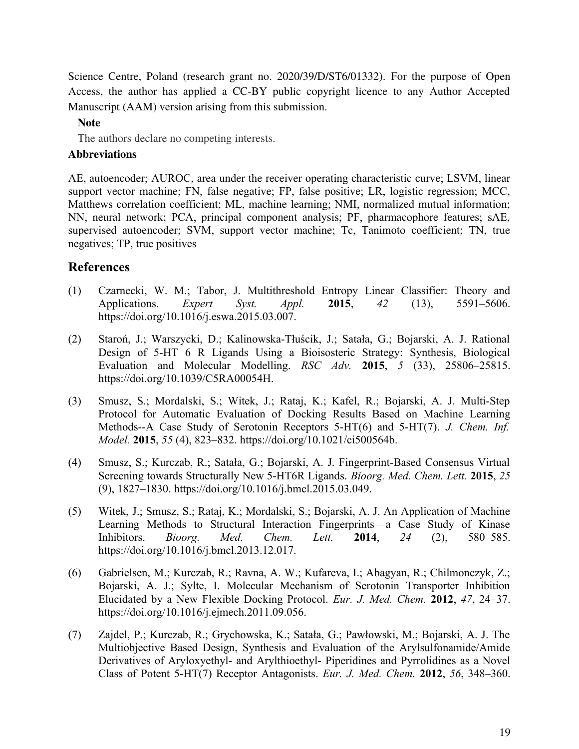Science Centre, Poland (research grant no. 2020/39/D/ST6/01332). For the purpose of Open Access, the author has applied a CC-BY public copyright licence to any Author Accepted Manuscript (AAM) version arising from this submission.

**Note**

The authors declare no competing interests.

**Abbreviations**

AE, autoencoder; AUROC, area under the receiver operating characteristic curve; LSVM, linear support vector machine; FN, false negative; FP, false positive; LR, logistic regression; MCC, Matthews correlation coefficient; ML, machine learning; NMI, normalized mutual information; NN, neural network; PCA, principal component analysis; PF, pharmacophore features; sAE, supervised autoencoder; SVM, support vector machine; Tc, Tanimoto coefficient; TN, true negatives; TP, true positives

## References

(1) Czarnecki, W. M.; Tabor, J. Multithreshold Entropy Linear Classifier: Theory and Applications. *Expert Syst. Appl.* **2015**, *42* (13), 5591–5606. https://doi.org/10.1016/j.eswa.2015.03.007.

(2) Staroń, J.; Warszycki, D.; Kalinowska-Tłuścik, J.; Satała, G.; Bojarski, A. J. Rational Design of 5-HT 6 R Ligands Using a Bioisosteric Strategy: Synthesis, Biological Evaluation and Molecular Modelling. *RSC Adv.* **2015**, *5* (33), 25806–25815. https://doi.org/10.1039/C5RA00054H.

(3) Smusz, S.; Mordalski, S.; Witek, J.; Rataj, K.; Kafel, R.; Bojarski, A. J. Multi-Step Protocol for Automatic Evaluation of Docking Results Based on Machine Learning Methods--A Case Study of Serotonin Receptors 5-HT(6) and 5-HT(7). *J. Chem. Inf. Model.* **2015**, *55* (4), 823–832. https://doi.org/10.1021/ci500564b.

(4) Smusz, S.; Kurczab, R.; Satała, G.; Bojarski, A. J. Fingerprint-Based Consensus Virtual Screening towards Structurally New 5-HT6R Ligands. *Bioorg. Med. Chem. Lett.* **2015**, *25* (9), 1827–1830. https://doi.org/10.1016/j.bmcl.2015.03.049.

(5) Witek, J.; Smusz, S.; Rataj, K.; Mordalski, S.; Bojarski, A. J. An Application of Machine Learning Methods to Structural Interaction Fingerprints—a Case Study of Kinase Inhibitors. *Bioorg. Med. Chem. Lett.* **2014**, *24* (2), 580–585. https://doi.org/10.1016/j.bmcl.2013.12.017.

(6) Gabrielsen, M.; Kurczab, R.; Ravna, A. W.; Kufareva, I.; Abagyan, R.; Chilmonczyk, Z.; Bojarski, A. J.; Sylte, I. Molecular Mechanism of Serotonin Transporter Inhibition Elucidated by a New Flexible Docking Protocol. *Eur. J. Med. Chem.* **2012**, *47*, 24–37. https://doi.org/10.1016/j.ejmech.2011.09.056.

(7) Zajdel, P.; Kurczab, R.; Grychowska, K.; Satała, G.; Pawłowski, M.; Bojarski, A. J. The Multiobjective Based Design, Synthesis and Evaluation of the Arylsulfonamide/Amide Derivatives of Aryloxyethyl- and Arylthioethyl- Piperidines and Pyrrolidines as a Novel Class of Potent 5-HT(7) Receptor Antagonists. *Eur. J. Med. Chem.* **2012**, *56*, 348–360.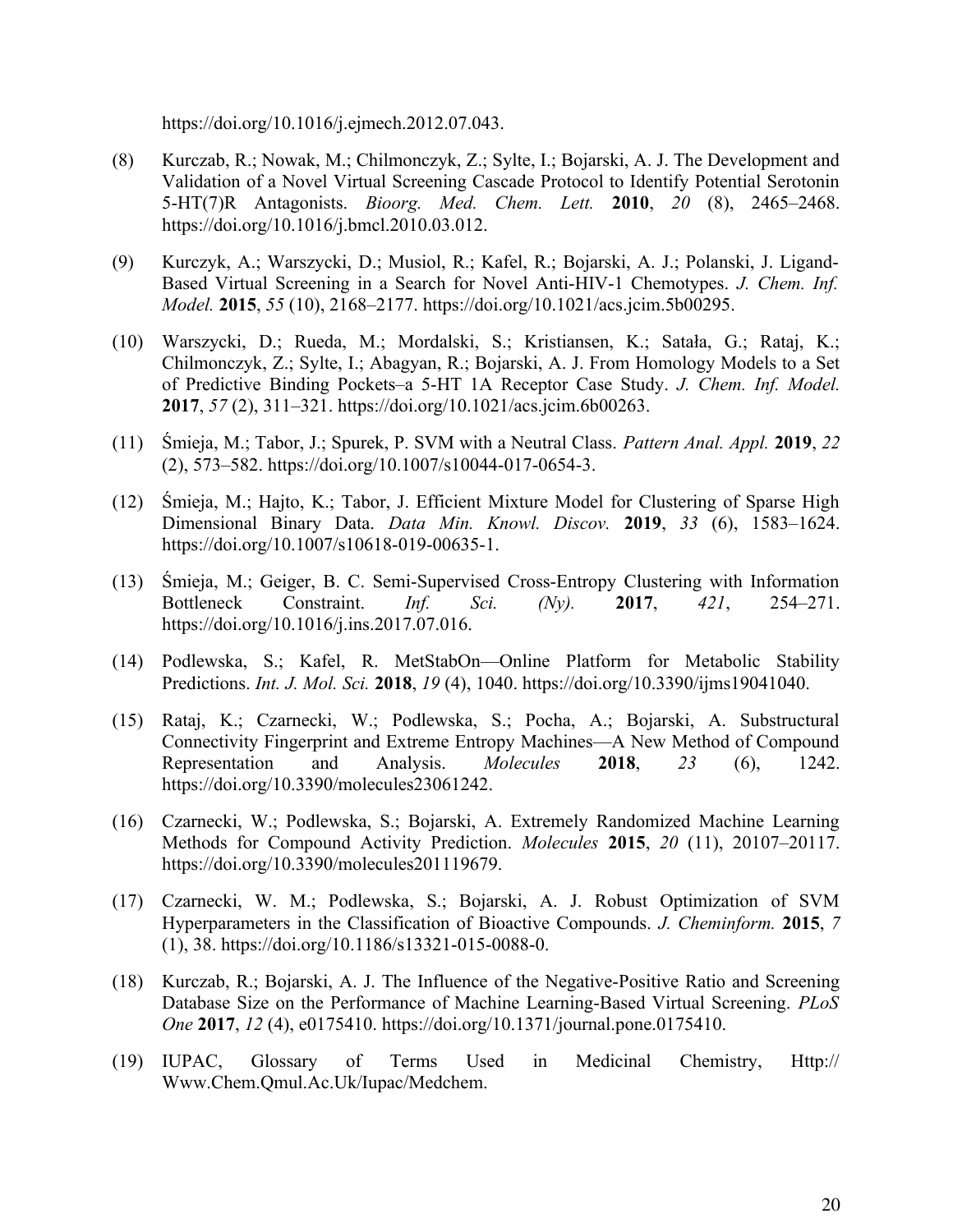https://doi.org/10.1016/j.ejmech.2012.07.043.

(8) Kurczab, R.; Nowak, M.; Chilmonczyk, Z.; Sylte, I.; Bojarski, A. J. The Development and Validation of a Novel Virtual Screening Cascade Protocol to Identify Potential Serotonin 5-HT(7)R Antagonists. *Bioorg. Med. Chem. Lett.* **2010**, *20* (8), 2465–2468. https://doi.org/10.1016/j.bmcl.2010.03.012.

(9) Kurczyk, A.; Warszycki, D.; Musiol, R.; Kafel, R.; Bojarski, A. J.; Polanski, J. Ligand-Based Virtual Screening in a Search for Novel Anti-HIV-1 Chemotypes. *J. Chem. Inf. Model.* **2015**, *55* (10), 2168–2177. https://doi.org/10.1021/acs.jcim.5b00295.

(10) Warszycki, D.; Rueda, M.; Mordalski, S.; Kristiansen, K.; Satała, G.; Rataj, K.; Chilmonczyk, Z.; Sylte, I.; Abagyan, R.; Bojarski, A. J. From Homology Models to a Set of Predictive Binding Pockets–a 5-HT 1A Receptor Case Study. *J. Chem. Inf. Model.* **2017**, *57* (2), 311–321. https://doi.org/10.1021/acs.jcim.6b00263.

(11) Śmieja, M.; Tabor, J.; Spurek, P. SVM with a Neutral Class. *Pattern Anal. Appl.* **2019**, *22* (2), 573–582. https://doi.org/10.1007/s10044-017-0654-3.

(12) Śmieja, M.; Hajto, K.; Tabor, J. Efficient Mixture Model for Clustering of Sparse High Dimensional Binary Data. *Data Min. Knowl. Discov.* **2019**, *33* (6), 1583–1624. https://doi.org/10.1007/s10618-019-00635-1.

(13) Śmieja, M.; Geiger, B. C. Semi-Supervised Cross-Entropy Clustering with Information Bottleneck Constraint. *Inf. Sci. (Ny).* **2017**, *421*, 254–271. https://doi.org/10.1016/j.ins.2017.07.016.

(14) Podlewska, S.; Kafel, R. MetStabOn—Online Platform for Metabolic Stability Predictions. *Int. J. Mol. Sci.* **2018**, *19* (4), 1040. https://doi.org/10.3390/ijms19041040.

(15) Rataj, K.; Czarnecki, W.; Podlewska, S.; Pocha, A.; Bojarski, A. Substructural Connectivity Fingerprint and Extreme Entropy Machines—A New Method of Compound Representation and Analysis. *Molecules* **2018**, *23* (6), 1242. https://doi.org/10.3390/molecules23061242.

(16) Czarnecki, W.; Podlewska, S.; Bojarski, A. Extremely Randomized Machine Learning Methods for Compound Activity Prediction. *Molecules* **2015**, *20* (11), 20107–20117. https://doi.org/10.3390/molecules201119679.

(17) Czarnecki, W. M.; Podlewska, S.; Bojarski, A. J. Robust Optimization of SVM Hyperparameters in the Classification of Bioactive Compounds. *J. Cheminform.* **2015**, *7* (1), 38. https://doi.org/10.1186/s13321-015-0088-0.

(18) Kurczab, R.; Bojarski, A. J. The Influence of the Negative-Positive Ratio and Screening Database Size on the Performance of Machine Learning-Based Virtual Screening. *PLoS One* **2017**, *12* (4), e0175410. https://doi.org/10.1371/journal.pone.0175410.

(19) IUPAC, Glossary of Terms Used in Medicinal Chemistry, Http:// Www.Chem.Qmul.Ac.Uk/Iupac/Medchem.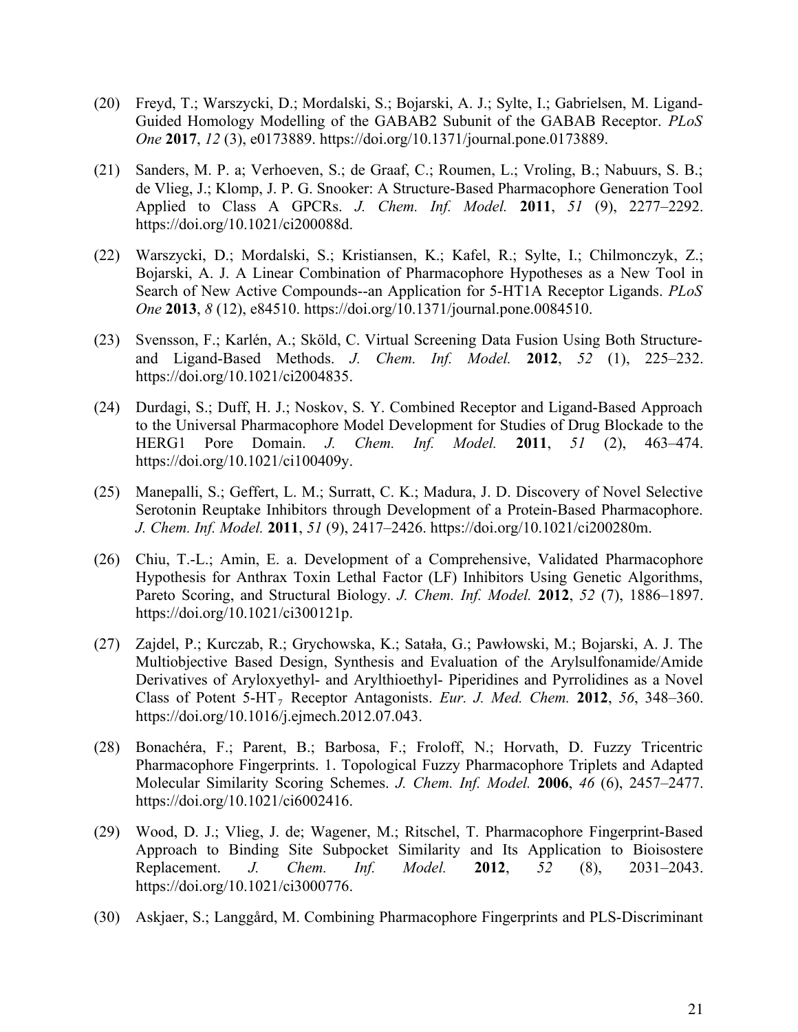(20) Freyd, T.; Warszycki, D.; Mordalski, S.; Bojarski, A. J.; Sylte, I.; Gabrielsen, M. Ligand-Guided Homology Modelling of the GABAB2 Subunit of the GABAB Receptor. *PLoS One* **2017**, *12* (3), e0173889. https://doi.org/10.1371/journal.pone.0173889.

(21) Sanders, M. P. a; Verhoeven, S.; de Graaf, C.; Roumen, L.; Vroling, B.; Nabuurs, S. B.; de Vlieg, J.; Klomp, J. P. G. Snooker: A Structure-Based Pharmacophore Generation Tool Applied to Class A GPCRs. *J. Chem. Inf. Model.* **2011**, *51* (9), 2277–2292. https://doi.org/10.1021/ci200088d.

(22) Warszycki, D.; Mordalski, S.; Kristiansen, K.; Kafel, R.; Sylte, I.; Chilmonczyk, Z.; Bojarski, A. J. A Linear Combination of Pharmacophore Hypotheses as a New Tool in Search of New Active Compounds--an Application for 5-HT1A Receptor Ligands. *PLoS One* **2013**, *8* (12), e84510. https://doi.org/10.1371/journal.pone.0084510.

(23) Svensson, F.; Karlén, A.; Sköld, C. Virtual Screening Data Fusion Using Both Structure- and Ligand-Based Methods. *J. Chem. Inf. Model.* **2012**, *52* (1), 225–232. https://doi.org/10.1021/ci2004835.

(24) Durdagi, S.; Duff, H. J.; Noskov, S. Y. Combined Receptor and Ligand-Based Approach to the Universal Pharmacophore Model Development for Studies of Drug Blockade to the HERG1 Pore Domain. *J. Chem. Inf. Model.* **2011**, *51* (2), 463–474. https://doi.org/10.1021/ci100409y.

(25) Manepalli, S.; Geffert, L. M.; Surratt, C. K.; Madura, J. D. Discovery of Novel Selective Serotonin Reuptake Inhibitors through Development of a Protein-Based Pharmacophore. *J. Chem. Inf. Model.* **2011**, *51* (9), 2417–2426. https://doi.org/10.1021/ci200280m.

(26) Chiu, T.-L.; Amin, E. a. Development of a Comprehensive, Validated Pharmacophore Hypothesis for Anthrax Toxin Lethal Factor (LF) Inhibitors Using Genetic Algorithms, Pareto Scoring, and Structural Biology. *J. Chem. Inf. Model.* **2012**, *52* (7), 1886–1897. https://doi.org/10.1021/ci300121p.

(27) Zajdel, P.; Kurczab, R.; Grychowska, K.; Satała, G.; Pawłowski, M.; Bojarski, A. J. The Multiobjective Based Design, Synthesis and Evaluation of the Arylsulfonamide/Amide Derivatives of Aryloxyethyl- and Arylthioethyl- Piperidines and Pyrrolidines as a Novel Class of Potent 5-$HT_7$ Receptor Antagonists. *Eur. J. Med. Chem.* **2012**, *56*, 348–360. https://doi.org/10.1016/j.ejmech.2012.07.043.

(28) Bonachéra, F.; Parent, B.; Barbosa, F.; Froloff, N.; Horvath, D. Fuzzy Tricentric Pharmacophore Fingerprints. 1. Topological Fuzzy Pharmacophore Triplets and Adapted Molecular Similarity Scoring Schemes. *J. Chem. Inf. Model.* **2006**, *46* (6), 2457–2477. https://doi.org/10.1021/ci6002416.

(29) Wood, D. J.; Vlieg, J. de; Wagener, M.; Ritschel, T. Pharmacophore Fingerprint-Based Approach to Binding Site Subpocket Similarity and Its Application to Bioisostere Replacement. *J. Chem. Inf. Model.* **2012**, *52* (8), 2031–2043. https://doi.org/10.1021/ci3000776.

(30) Askjaer, S.; Langgård, M. Combining Pharmacophore Fingerprints and PLS-Discriminant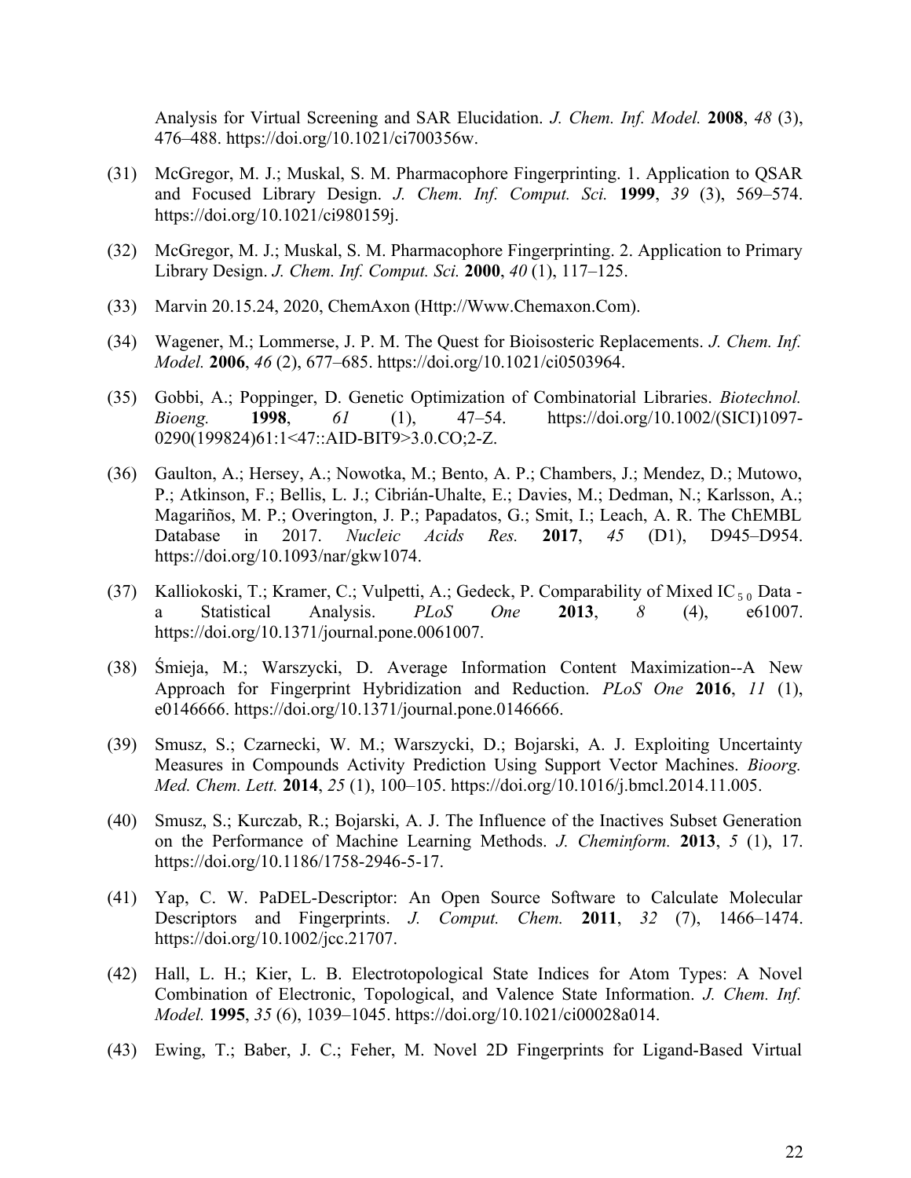Analysis for Virtual Screening and SAR Elucidation. *J. Chem. Inf. Model.* **2008**, *48* (3), 476–488. https://doi.org/10.1021/ci700356w.

(31) McGregor, M. J.; Muskal, S. M. Pharmacophore Fingerprinting. 1. Application to QSAR and Focused Library Design. *J. Chem. Inf. Comput. Sci.* **1999**, *39* (3), 569–574. https://doi.org/10.1021/ci980159j.

(32) McGregor, M. J.; Muskal, S. M. Pharmacophore Fingerprinting. 2. Application to Primary Library Design. *J. Chem. Inf. Comput. Sci.* **2000**, *40* (1), 117–125.

(33) Marvin 20.15.24, 2020, ChemAxon (Http://Www.Chemaxon.Com).

(34) Wagener, M.; Lommerse, J. P. M. The Quest for Bioisosteric Replacements. *J. Chem. Inf. Model.* **2006**, *46* (2), 677–685. https://doi.org/10.1021/ci0503964.

(35) Gobbi, A.; Poppinger, D. Genetic Optimization of Combinatorial Libraries. *Biotechnol. Bioeng.* **1998**, *61* (1), 47–54. https://doi.org/10.1002/(SICI)1097-0290(199824)61:1<47::AID-BIT9>3.0.CO;2-Z.

(36) Gaulton, A.; Hersey, A.; Nowotka, M.; Bento, A. P.; Chambers, J.; Mendez, D.; Mutowo, P.; Atkinson, F.; Bellis, L. J.; Cibrián-Uhalte, E.; Davies, M.; Dedman, N.; Karlsson, A.; Magariños, M. P.; Overington, J. P.; Papadatos, G.; Smit, I.; Leach, A. R. The ChEMBL Database in 2017. *Nucleic Acids Res.* **2017**, *45* (D1), D945–D954. https://doi.org/10.1093/nar/gkw1074.

(37) Kalliokoski, T.; Kramer, C.; Vulpetti, A.; Gedeck, P. Comparability of Mixed $IC_{50}$ Data - a Statistical Analysis. *PLoS One* **2013**, *8* (4), e61007. https://doi.org/10.1371/journal.pone.0061007.

(38) Śmieja, M.; Warszycki, D. Average Information Content Maximization--A New Approach for Fingerprint Hybridization and Reduction. *PLoS One* **2016**, *11* (1), e0146666. https://doi.org/10.1371/journal.pone.0146666.

(39) Smusz, S.; Czarnecki, W. M.; Warszycki, D.; Bojarski, A. J. Exploiting Uncertainty Measures in Compounds Activity Prediction Using Support Vector Machines. *Bioorg. Med. Chem. Lett.* **2014**, *25* (1), 100–105. https://doi.org/10.1016/j.bmcl.2014.11.005.

(40) Smusz, S.; Kurczab, R.; Bojarski, A. J. The Influence of the Inactives Subset Generation on the Performance of Machine Learning Methods. *J. Cheminform.* **2013**, *5* (1), 17. https://doi.org/10.1186/1758-2946-5-17.

(41) Yap, C. W. PaDEL-Descriptor: An Open Source Software to Calculate Molecular Descriptors and Fingerprints. *J. Comput. Chem.* **2011**, *32* (7), 1466–1474. https://doi.org/10.1002/jcc.21707.

(42) Hall, L. H.; Kier, L. B. Electrotopological State Indices for Atom Types: A Novel Combination of Electronic, Topological, and Valence State Information. *J. Chem. Inf. Model.* **1995**, *35* (6), 1039–1045. https://doi.org/10.1021/ci00028a014.

(43) Ewing, T.; Baber, J. C.; Feher, M. Novel 2D Fingerprints for Ligand-Based Virtual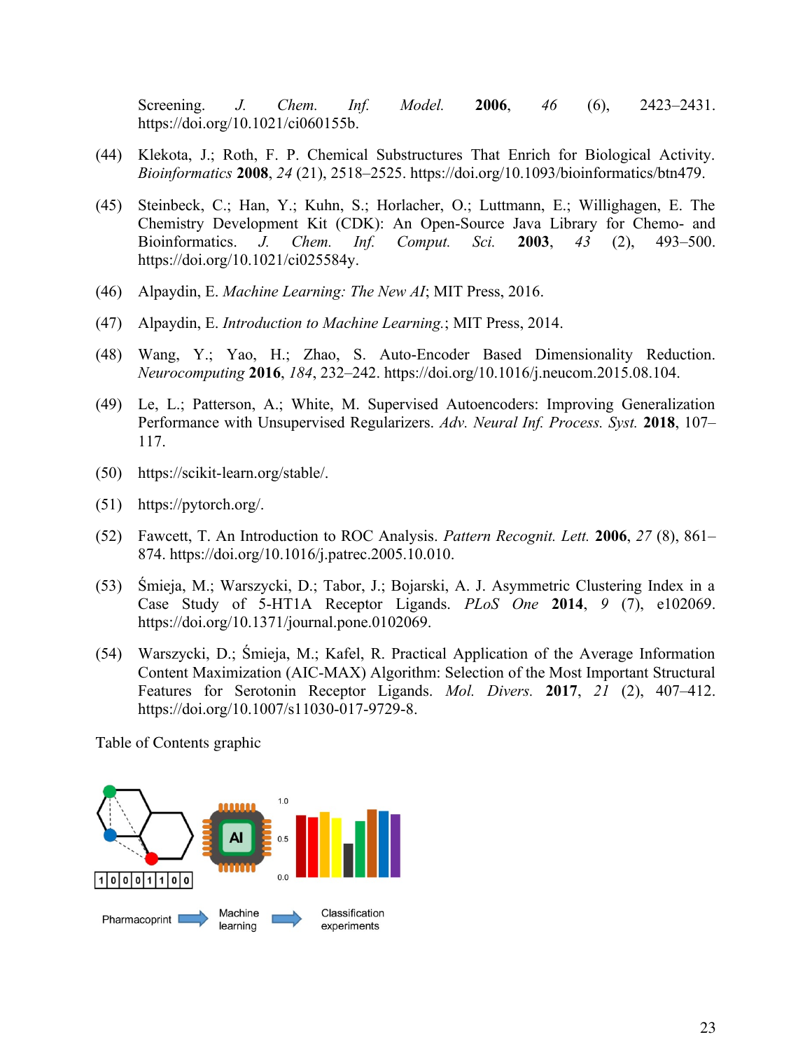Screening. *J. Chem. Inf. Model.* **2006**, *46* (6), 2423–2431. https://doi.org/10.1021/ci060155b.

(44) Klekota, J.; Roth, F. P. Chemical Substructures That Enrich for Biological Activity. *Bioinformatics* **2008**, *24* (21), 2518–2525. https://doi.org/10.1093/bioinformatics/btn479.

(45) Steinbeck, C.; Han, Y.; Kuhn, S.; Horlacher, O.; Luttmann, E.; Willighagen, E. The Chemistry Development Kit (CDK): An Open-Source Java Library for Chemo- and Bioinformatics. *J. Chem. Inf. Comput. Sci.* **2003**, *43* (2), 493–500. https://doi.org/10.1021/ci025584y.

(46) Alpaydin, E. *Machine Learning: The New AI*; MIT Press, 2016.

(47) Alpaydin, E. *Introduction to Machine Learning.*; MIT Press, 2014.

(48) Wang, Y.; Yao, H.; Zhao, S. Auto-Encoder Based Dimensionality Reduction. *Neurocomputing* **2016**, *184*, 232–242. https://doi.org/10.1016/j.neucom.2015.08.104.

(49) Le, L.; Patterson, A.; White, M. Supervised Autoencoders: Improving Generalization Performance with Unsupervised Regularizers. *Adv. Neural Inf. Process. Syst.* **2018**, 107–117.

(50) https://scikit-learn.org/stable/.

(51) https://pytorch.org/.

(52) Fawcett, T. An Introduction to ROC Analysis. *Pattern Recognit. Lett.* **2006**, *27* (8), 861–874. https://doi.org/10.1016/j.patrec.2005.10.010.

(53) Śmieja, M.; Warszycki, D.; Tabor, J.; Bojarski, A. J. Asymmetric Clustering Index in a Case Study of 5-HT1A Receptor Ligands. *PLoS One* **2014**, *9* (7), e102069. https://doi.org/10.1371/journal.pone.0102069.

(54) Warszycki, D.; Śmieja, M.; Kafel, R. Practical Application of the Average Information Content Maximization (AIC-MAX) Algorithm: Selection of the Most Important Structural Features for Serotonin Receptor Ligands. *Mol. Divers.* **2017**, *21* (2), 407–412. https://doi.org/10.1007/s11030-017-9729-8.

Table of Contents graphic

1 0 0 0 1 1 0 0

AI

1.0

0.5

0.0

Pharmacoprint

Machine learning

Classification experiments